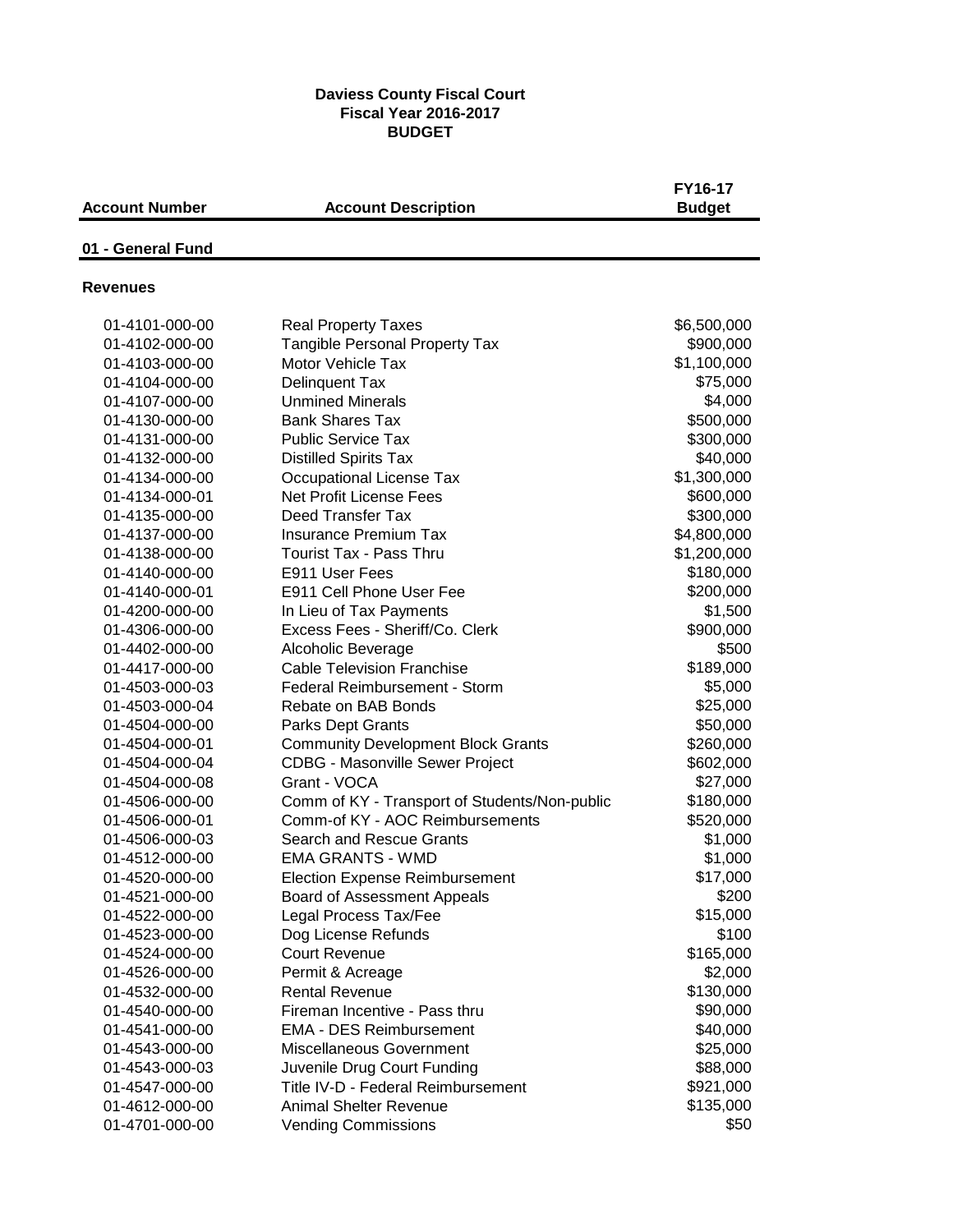**Daviess County Fiscal Court**
**Fiscal Year 2016-2017**
**BUDGET**

| Account Number | Account Description | FY16-17 Budget |
|---|---|---|
| **01 - General Fund** | | |
| **Revenues** | | |
| 01-4101-000-00 | Real Property Taxes | $6,500,000 |
| 01-4102-000-00 | Tangible Personal Property Tax | $900,000 |
| 01-4103-000-00 | Motor Vehicle Tax | $1,100,000 |
| 01-4104-000-00 | Delinquent Tax | $75,000 |
| 01-4107-000-00 | Unmined Minerals | $4,000 |
| 01-4130-000-00 | Bank Shares Tax | $500,000 |
| 01-4131-000-00 | Public Service Tax | $300,000 |
| 01-4132-000-00 | Distilled Spirits Tax | $40,000 |
| 01-4134-000-00 | Occupational License Tax | $1,300,000 |
| 01-4134-000-01 | Net Profit License Fees | $600,000 |
| 01-4135-000-00 | Deed Transfer Tax | $300,000 |
| 01-4137-000-00 | Insurance Premium Tax | $4,800,000 |
| 01-4138-000-00 | Tourist Tax - Pass Thru | $1,200,000 |
| 01-4140-000-00 | E911 User Fees | $180,000 |
| 01-4140-000-01 | E911 Cell Phone User Fee | $200,000 |
| 01-4200-000-00 | In Lieu of Tax Payments | $1,500 |
| 01-4306-000-00 | Excess Fees - Sheriff/Co. Clerk | $900,000 |
| 01-4402-000-00 | Alcoholic Beverage | $500 |
| 01-4417-000-00 | Cable Television Franchise | $189,000 |
| 01-4503-000-03 | Federal Reimbursement - Storm | $5,000 |
| 01-4503-000-04 | Rebate on BAB Bonds | $25,000 |
| 01-4504-000-00 | Parks Dept Grants | $50,000 |
| 01-4504-000-01 | Community Development Block Grants | $260,000 |
| 01-4504-000-04 | CDBG - Masonville Sewer Project | $602,000 |
| 01-4504-000-08 | Grant - VOCA | $27,000 |
| 01-4506-000-00 | Comm of KY - Transport of Students/Non-public | $180,000 |
| 01-4506-000-01 | Comm-of KY - AOC Reimbursements | $520,000 |
| 01-4506-000-03 | Search and Rescue Grants | $1,000 |
| 01-4512-000-00 | EMA GRANTS - WMD | $1,000 |
| 01-4520-000-00 | Election Expense Reimbursement | $17,000 |
| 01-4521-000-00 | Board of Assessment Appeals | $200 |
| 01-4522-000-00 | Legal Process Tax/Fee | $15,000 |
| 01-4523-000-00 | Dog License Refunds | $100 |
| 01-4524-000-00 | Court Revenue | $165,000 |
| 01-4526-000-00 | Permit & Acreage | $2,000 |
| 01-4532-000-00 | Rental Revenue | $130,000 |
| 01-4540-000-00 | Fireman Incentive - Pass thru | $90,000 |
| 01-4541-000-00 | EMA - DES Reimbursement | $40,000 |
| 01-4543-000-00 | Miscellaneous Government | $25,000 |
| 01-4543-000-03 | Juvenile Drug Court Funding | $88,000 |
| 01-4547-000-00 | Title IV-D - Federal Reimbursement | $921,000 |
| 01-4612-000-00 | Animal Shelter Revenue | $135,000 |
| 01-4701-000-00 | Vending Commissions | $50 |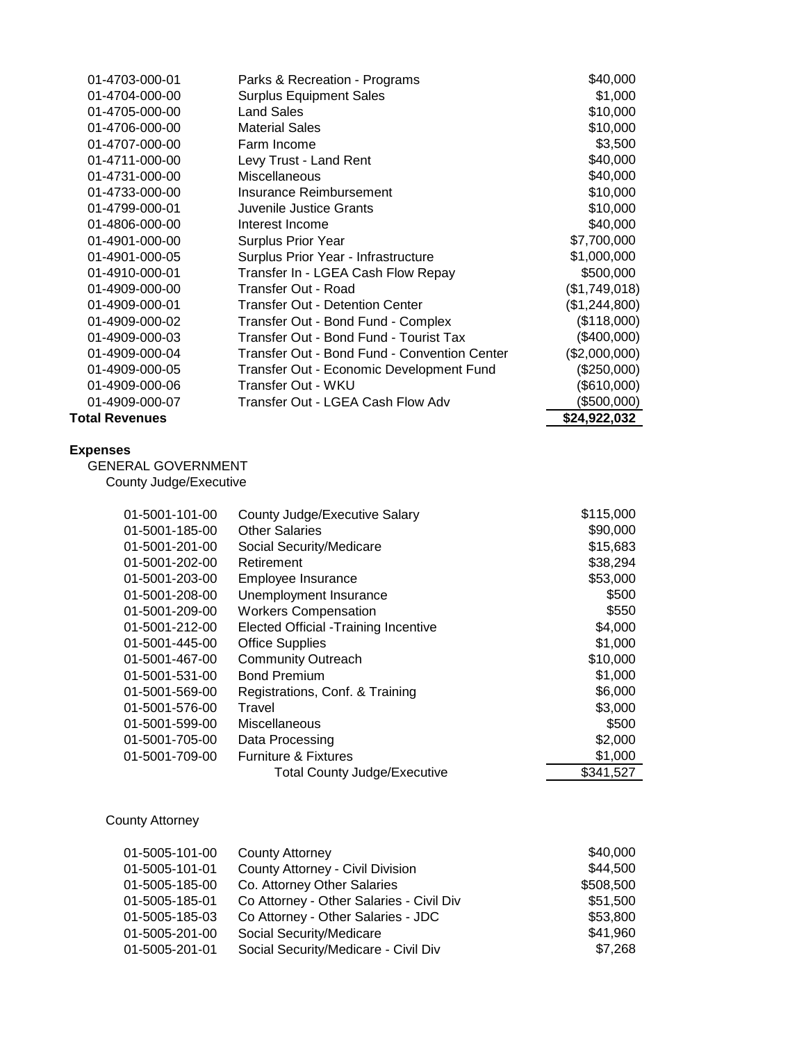| | | |
|---|---|---|
| 01-4703-000-01 | Parks & Recreation - Programs | $40,000 |
| 01-4704-000-00 | Surplus Equipment Sales | $1,000 |
| 01-4705-000-00 | Land Sales | $10,000 |
| 01-4706-000-00 | Material Sales | $10,000 |
| 01-4707-000-00 | Farm Income | $3,500 |
| 01-4711-000-00 | Levy Trust - Land Rent | $40,000 |
| 01-4731-000-00 | Miscellaneous | $40,000 |
| 01-4733-000-00 | Insurance Reimbursement | $10,000 |
| 01-4799-000-01 | Juvenile Justice Grants | $10,000 |
| 01-4806-000-00 | Interest Income | $40,000 |
| 01-4901-000-00 | Surplus Prior Year | $7,700,000 |
| 01-4901-000-05 | Surplus Prior Year - Infrastructure | $1,000,000 |
| 01-4910-000-01 | Transfer In - LGEA Cash Flow Repay | $500,000 |
| 01-4909-000-00 | Transfer Out - Road | ($1,749,018) |
| 01-4909-000-01 | Transfer Out - Detention Center | ($1,244,800) |
| 01-4909-000-02 | Transfer Out - Bond Fund - Complex | ($118,000) |
| 01-4909-000-03 | Transfer Out - Bond Fund - Tourist Tax | ($400,000) |
| 01-4909-000-04 | Transfer Out - Bond Fund - Convention Center | ($2,000,000) |
| 01-4909-000-05 | Transfer Out - Economic Development Fund | ($250,000) |
| 01-4909-000-06 | Transfer Out - WKU | ($610,000) |
| 01-4909-000-07 | Transfer Out - LGEA Cash Flow Adv | ($500,000) |
| **Total Revenues** | | **$24,922,032** |

**Expenses**

GENERAL GOVERNMENT

County Judge/Executive

| | | |
|---|---|---|
| 01-5001-101-00 | County Judge/Executive Salary | $115,000 |
| 01-5001-185-00 | Other Salaries | $90,000 |
| 01-5001-201-00 | Social Security/Medicare | $15,683 |
| 01-5001-202-00 | Retirement | $38,294 |
| 01-5001-203-00 | Employee Insurance | $53,000 |
| 01-5001-208-00 | Unemployment Insurance | $500 |
| 01-5001-209-00 | Workers Compensation | $550 |
| 01-5001-212-00 | Elected Official -Training Incentive | $4,000 |
| 01-5001-445-00 | Office Supplies | $1,000 |
| 01-5001-467-00 | Community Outreach | $10,000 |
| 01-5001-531-00 | Bond Premium | $1,000 |
| 01-5001-569-00 | Registrations, Conf. & Training | $6,000 |
| 01-5001-576-00 | Travel | $3,000 |
| 01-5001-599-00 | Miscellaneous | $500 |
| 01-5001-705-00 | Data Processing | $2,000 |
| 01-5001-709-00 | Furniture & Fixtures | $1,000 |
| | Total County Judge/Executive | $341,527 |

County Attorney

| | | |
|---|---|---|
| 01-5005-101-00 | County Attorney | $40,000 |
| 01-5005-101-01 | County Attorney - Civil Division | $44,500 |
| 01-5005-185-00 | Co. Attorney Other Salaries | $508,500 |
| 01-5005-185-01 | Co Attorney - Other Salaries - Civil Div | $51,500 |
| 01-5005-185-03 | Co Attorney - Other Salaries - JDC | $53,800 |
| 01-5005-201-00 | Social Security/Medicare | $41,960 |
| 01-5005-201-01 | Social Security/Medicare - Civil Div | $7,268 |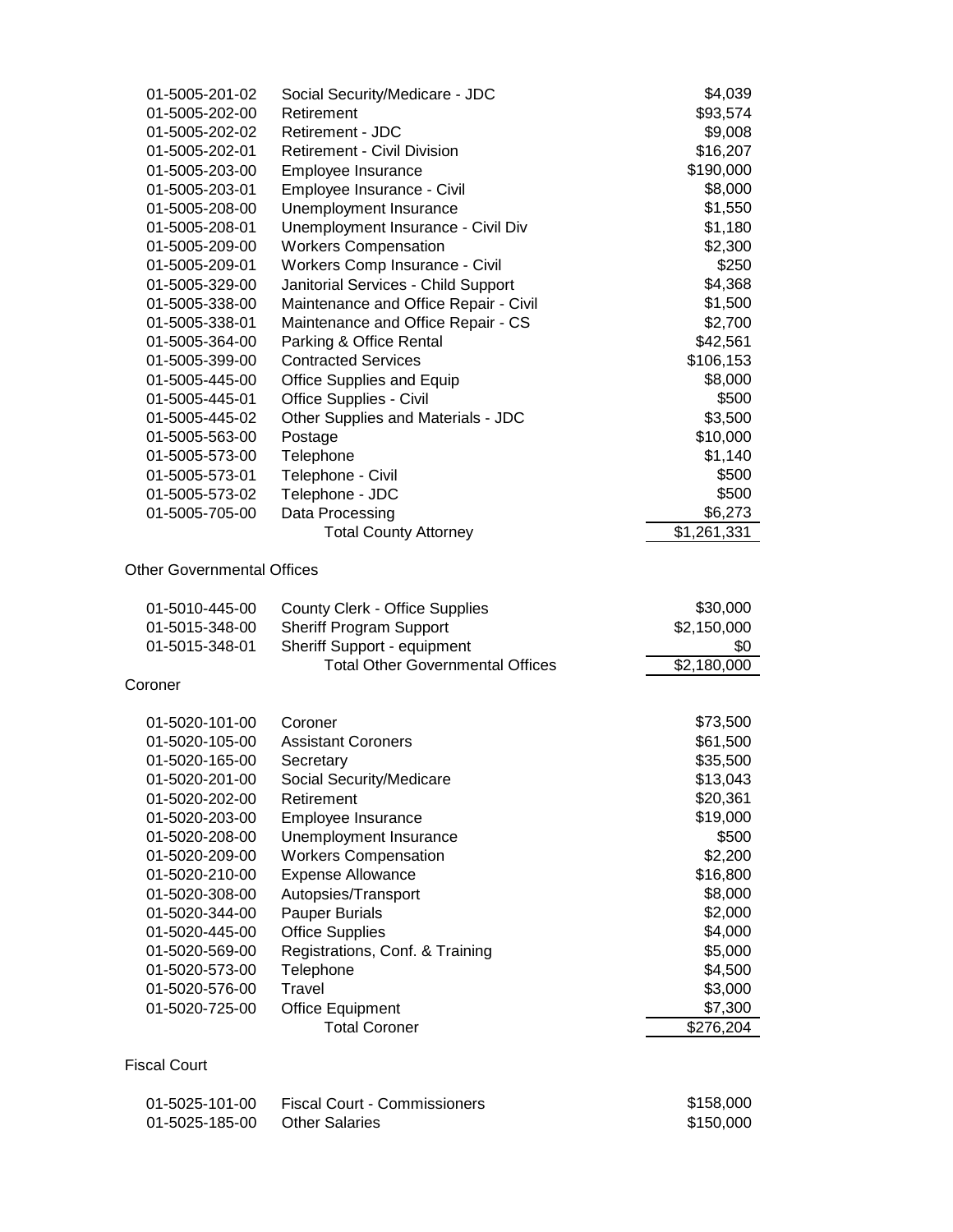| | | |
|---|---|---|
| 01-5005-201-02 | Social Security/Medicare - JDC | $4,039 |
| 01-5005-202-00 | Retirement | $93,574 |
| 01-5005-202-02 | Retirement - JDC | $9,008 |
| 01-5005-202-01 | Retirement - Civil Division | $16,207 |
| 01-5005-203-00 | Employee Insurance | $190,000 |
| 01-5005-203-01 | Employee Insurance - Civil | $8,000 |
| 01-5005-208-00 | Unemployment Insurance | $1,550 |
| 01-5005-208-01 | Unemployment Insurance - Civil Div | $1,180 |
| 01-5005-209-00 | Workers Compensation | $2,300 |
| 01-5005-209-01 | Workers Comp Insurance - Civil | $250 |
| 01-5005-329-00 | Janitorial Services - Child Support | $4,368 |
| 01-5005-338-00 | Maintenance and Office Repair - Civil | $1,500 |
| 01-5005-338-01 | Maintenance and Office Repair - CS | $2,700 |
| 01-5005-364-00 | Parking & Office Rental | $42,561 |
| 01-5005-399-00 | Contracted Services | $106,153 |
| 01-5005-445-00 | Office Supplies and Equip | $8,000 |
| 01-5005-445-01 | Office Supplies - Civil | $500 |
| 01-5005-445-02 | Other Supplies and Materials - JDC | $3,500 |
| 01-5005-563-00 | Postage | $10,000 |
| 01-5005-573-00 | Telephone | $1,140 |
| 01-5005-573-01 | Telephone - Civil | $500 |
| 01-5005-573-02 | Telephone - JDC | $500 |
| 01-5005-705-00 | Data Processing | $6,273 |
| | Total County Attorney | $1,261,331 |

Other Governmental Offices

| | | |
|---|---|---|
| 01-5010-445-00 | County Clerk - Office Supplies | $30,000 |
| 01-5015-348-00 | Sheriff Program Support | $2,150,000 |
| 01-5015-348-01 | Sheriff Support - equipment | $0 |
| | Total Other Governmental Offices | $2,180,000 |

Coroner

| | | |
|---|---|---|
| 01-5020-101-00 | Coroner | $73,500 |
| 01-5020-105-00 | Assistant Coroners | $61,500 |
| 01-5020-165-00 | Secretary | $35,500 |
| 01-5020-201-00 | Social Security/Medicare | $13,043 |
| 01-5020-202-00 | Retirement | $20,361 |
| 01-5020-203-00 | Employee Insurance | $19,000 |
| 01-5020-208-00 | Unemployment Insurance | $500 |
| 01-5020-209-00 | Workers Compensation | $2,200 |
| 01-5020-210-00 | Expense Allowance | $16,800 |
| 01-5020-308-00 | Autopsies/Transport | $8,000 |
| 01-5020-344-00 | Pauper Burials | $2,000 |
| 01-5020-445-00 | Office Supplies | $4,000 |
| 01-5020-569-00 | Registrations, Conf. & Training | $5,000 |
| 01-5020-573-00 | Telephone | $4,500 |
| 01-5020-576-00 | Travel | $3,000 |
| 01-5020-725-00 | Office Equipment | $7,300 |
| | Total Coroner | $276,204 |

Fiscal Court

| | | |
|---|---|---|
| 01-5025-101-00 | Fiscal Court - Commissioners | $158,000 |
| 01-5025-185-00 | Other Salaries | $150,000 |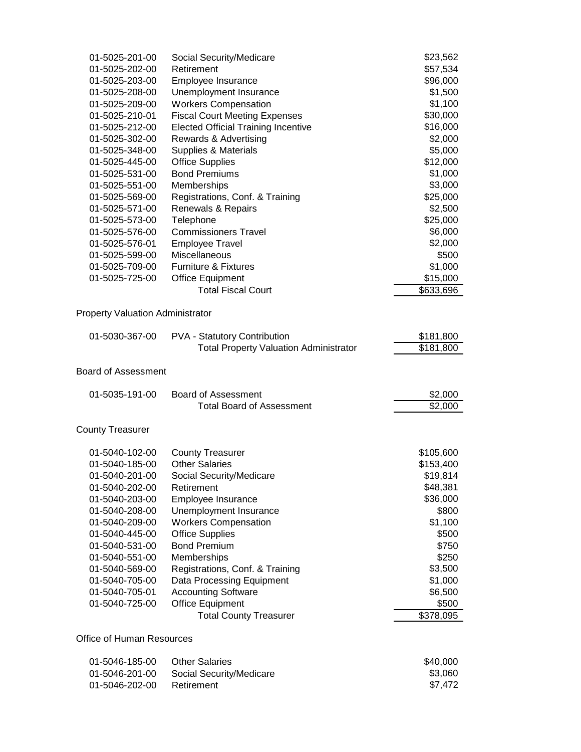| Account | Description | Amount |
|---|---|---|
| 01-5025-201-00 | Social Security/Medicare | $23,562 |
| 01-5025-202-00 | Retirement | $57,534 |
| 01-5025-203-00 | Employee Insurance | $96,000 |
| 01-5025-208-00 | Unemployment Insurance | $1,500 |
| 01-5025-209-00 | Workers Compensation | $1,100 |
| 01-5025-210-01 | Fiscal Court Meeting Expenses | $30,000 |
| 01-5025-212-00 | Elected Official Training Incentive | $16,000 |
| 01-5025-302-00 | Rewards & Advertising | $2,000 |
| 01-5025-348-00 | Supplies & Materials | $5,000 |
| 01-5025-445-00 | Office Supplies | $12,000 |
| 01-5025-531-00 | Bond Premiums | $1,000 |
| 01-5025-551-00 | Memberships | $3,000 |
| 01-5025-569-00 | Registrations, Conf. & Training | $25,000 |
| 01-5025-571-00 | Renewals & Repairs | $2,500 |
| 01-5025-573-00 | Telephone | $25,000 |
| 01-5025-576-00 | Commissioners Travel | $6,000 |
| 01-5025-576-01 | Employee Travel | $2,000 |
| 01-5025-599-00 | Miscellaneous | $500 |
| 01-5025-709-00 | Furniture & Fixtures | $1,000 |
| 01-5025-725-00 | Office Equipment | $15,000 |
| | Total Fiscal Court | $633,696 |

Property Valuation Administrator

| Account | Description | Amount |
|---|---|---|
| 01-5030-367-00 | PVA - Statutory Contribution | $181,800 |
| | Total Property Valuation Administrator | $181,800 |

Board of Assessment

| Account | Description | Amount |
|---|---|---|
| 01-5035-191-00 | Board of Assessment | $2,000 |
| | Total Board of Assessment | $2,000 |

County Treasurer

| Account | Description | Amount |
|---|---|---|
| 01-5040-102-00 | County Treasurer | $105,600 |
| 01-5040-185-00 | Other Salaries | $153,400 |
| 01-5040-201-00 | Social Security/Medicare | $19,814 |
| 01-5040-202-00 | Retirement | $48,381 |
| 01-5040-203-00 | Employee Insurance | $36,000 |
| 01-5040-208-00 | Unemployment Insurance | $800 |
| 01-5040-209-00 | Workers Compensation | $1,100 |
| 01-5040-445-00 | Office Supplies | $500 |
| 01-5040-531-00 | Bond Premium | $750 |
| 01-5040-551-00 | Memberships | $250 |
| 01-5040-569-00 | Registrations, Conf. & Training | $3,500 |
| 01-5040-705-00 | Data Processing Equipment | $1,000 |
| 01-5040-705-01 | Accounting Software | $6,500 |
| 01-5040-725-00 | Office Equipment | $500 |
| | Total County Treasurer | $378,095 |

Office of Human Resources

| Account | Description | Amount |
|---|---|---|
| 01-5046-185-00 | Other Salaries | $40,000 |
| 01-5046-201-00 | Social Security/Medicare | $3,060 |
| 01-5046-202-00 | Retirement | $7,472 |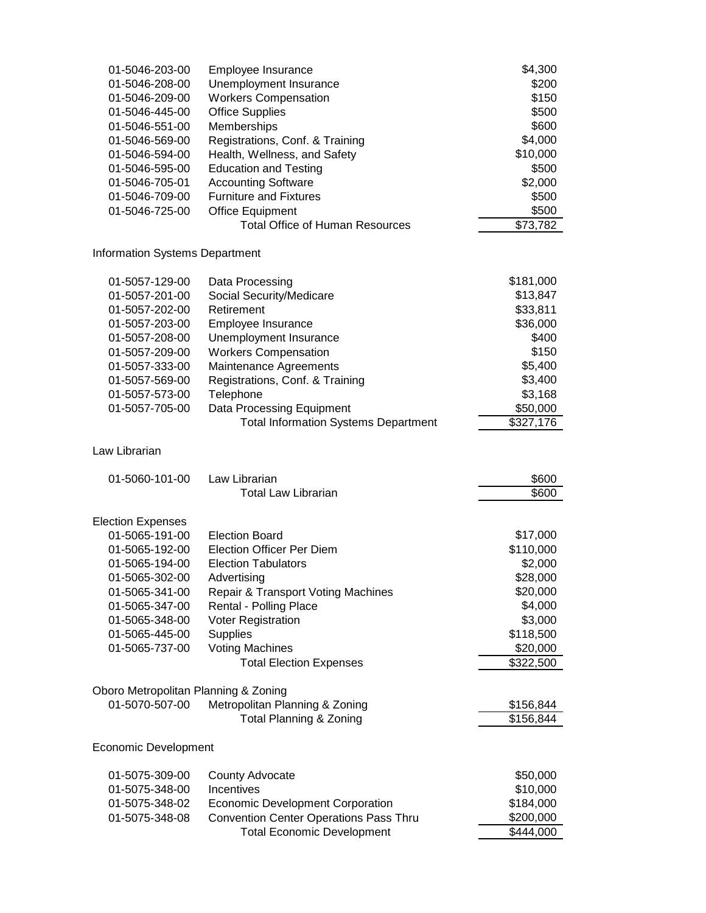| | | |
|---|---|---|
| 01-5046-203-00 | Employee Insurance | $4,300 |
| 01-5046-208-00 | Unemployment Insurance | $200 |
| 01-5046-209-00 | Workers Compensation | $150 |
| 01-5046-445-00 | Office Supplies | $500 |
| 01-5046-551-00 | Memberships | $600 |
| 01-5046-569-00 | Registrations, Conf. & Training | $4,000 |
| 01-5046-594-00 | Health, Wellness, and Safety | $10,000 |
| 01-5046-595-00 | Education and Testing | $500 |
| 01-5046-705-01 | Accounting Software | $2,000 |
| 01-5046-709-00 | Furniture and Fixtures | $500 |
| 01-5046-725-00 | Office Equipment | $500 |
| | Total Office of Human Resources | $73,782 |

Information Systems Department

| | | |
|---|---|---|
| 01-5057-129-00 | Data Processing | $181,000 |
| 01-5057-201-00 | Social Security/Medicare | $13,847 |
| 01-5057-202-00 | Retirement | $33,811 |
| 01-5057-203-00 | Employee Insurance | $36,000 |
| 01-5057-208-00 | Unemployment Insurance | $400 |
| 01-5057-209-00 | Workers Compensation | $150 |
| 01-5057-333-00 | Maintenance Agreements | $5,400 |
| 01-5057-569-00 | Registrations, Conf. & Training | $3,400 |
| 01-5057-573-00 | Telephone | $3,168 |
| 01-5057-705-00 | Data Processing Equipment | $50,000 |
| | Total Information Systems Department | $327,176 |

Law Librarian

| | | |
|---|---|---|
| 01-5060-101-00 | Law Librarian | $600 |
| | Total Law Librarian | $600 |

Election Expenses

| | | |
|---|---|---|
| 01-5065-191-00 | Election Board | $17,000 |
| 01-5065-192-00 | Election Officer Per Diem | $110,000 |
| 01-5065-194-00 | Election Tabulators | $2,000 |
| 01-5065-302-00 | Advertising | $28,000 |
| 01-5065-341-00 | Repair & Transport Voting Machines | $20,000 |
| 01-5065-347-00 | Rental - Polling Place | $4,000 |
| 01-5065-348-00 | Voter Registration | $3,000 |
| 01-5065-445-00 | Supplies | $118,500 |
| 01-5065-737-00 | Voting Machines | $20,000 |
| | Total Election Expenses | $322,500 |

Oboro Metropolitan Planning & Zoning

| | | |
|---|---|---|
| 01-5070-507-00 | Metropolitan Planning & Zoning | $156,844 |
| | Total Planning & Zoning | $156,844 |

Economic Development

| | | |
|---|---|---|
| 01-5075-309-00 | County Advocate | $50,000 |
| 01-5075-348-00 | Incentives | $10,000 |
| 01-5075-348-02 | Economic Development Corporation | $184,000 |
| 01-5075-348-08 | Convention Center Operations Pass Thru | $200,000 |
| | Total Economic Development | $444,000 |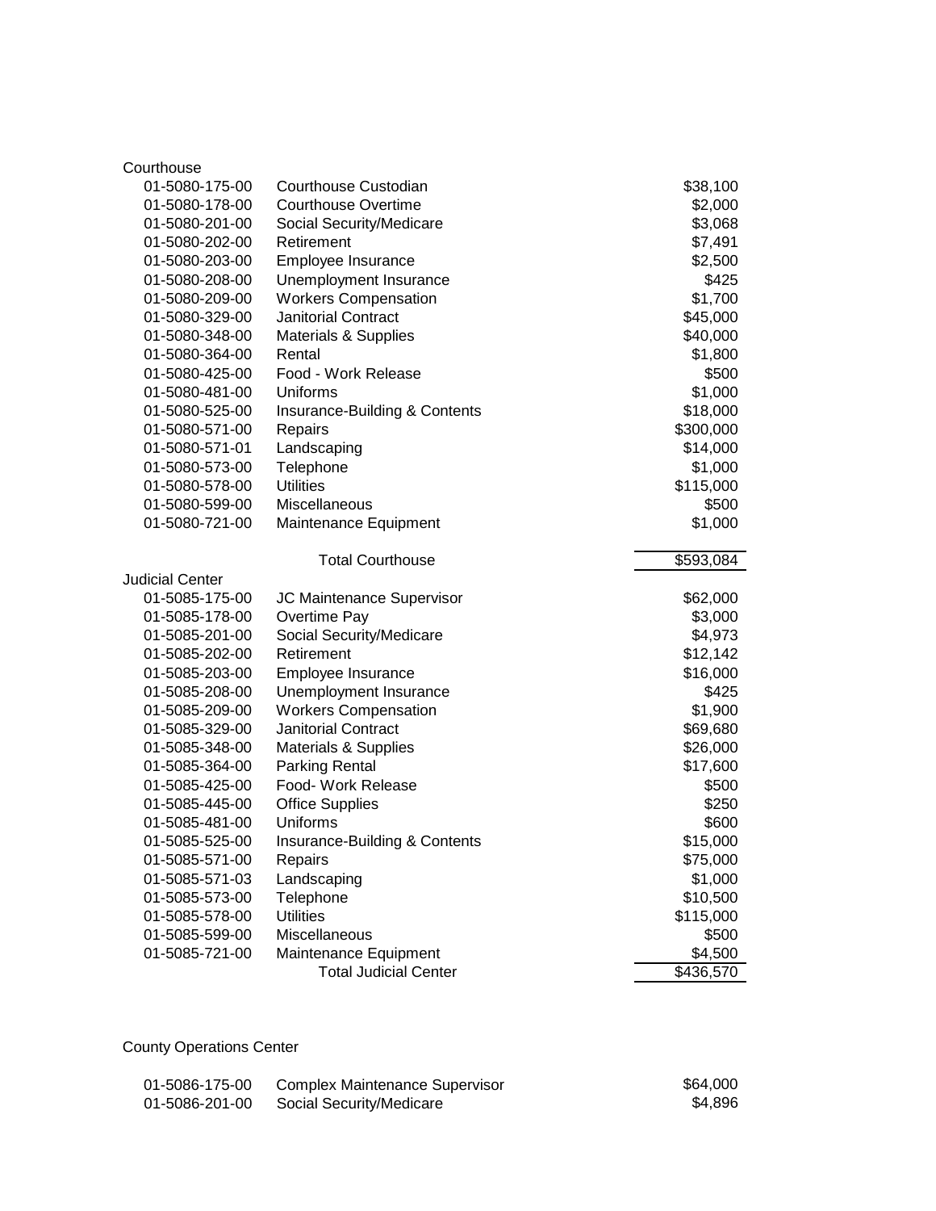### Courthouse

| Account | Description | Amount |
|---|---|---|
| 01-5080-175-00 | Courthouse Custodian | $38,100 |
| 01-5080-178-00 | Courthouse Overtime | $2,000 |
| 01-5080-201-00 | Social Security/Medicare | $3,068 |
| 01-5080-202-00 | Retirement | $7,491 |
| 01-5080-203-00 | Employee Insurance | $2,500 |
| 01-5080-208-00 | Unemployment Insurance | $425 |
| 01-5080-209-00 | Workers Compensation | $1,700 |
| 01-5080-329-00 | Janitorial Contract | $45,000 |
| 01-5080-348-00 | Materials & Supplies | $40,000 |
| 01-5080-364-00 | Rental | $1,800 |
| 01-5080-425-00 | Food - Work Release | $500 |
| 01-5080-481-00 | Uniforms | $1,000 |
| 01-5080-525-00 | Insurance-Building & Contents | $18,000 |
| 01-5080-571-00 | Repairs | $300,000 |
| 01-5080-571-01 | Landscaping | $14,000 |
| 01-5080-573-00 | Telephone | $1,000 |
| 01-5080-578-00 | Utilities | $115,000 |
| 01-5080-599-00 | Miscellaneous | $500 |
| 01-5080-721-00 | Maintenance Equipment | $1,000 |
| | Total Courthouse | $593,084 |

### Judicial Center

| Account | Description | Amount |
|---|---|---|
| 01-5085-175-00 | JC Maintenance Supervisor | $62,000 |
| 01-5085-178-00 | Overtime Pay | $3,000 |
| 01-5085-201-00 | Social Security/Medicare | $4,973 |
| 01-5085-202-00 | Retirement | $12,142 |
| 01-5085-203-00 | Employee Insurance | $16,000 |
| 01-5085-208-00 | Unemployment Insurance | $425 |
| 01-5085-209-00 | Workers Compensation | $1,900 |
| 01-5085-329-00 | Janitorial Contract | $69,680 |
| 01-5085-348-00 | Materials & Supplies | $26,000 |
| 01-5085-364-00 | Parking Rental | $17,600 |
| 01-5085-425-00 | Food- Work Release | $500 |
| 01-5085-445-00 | Office Supplies | $250 |
| 01-5085-481-00 | Uniforms | $600 |
| 01-5085-525-00 | Insurance-Building & Contents | $15,000 |
| 01-5085-571-00 | Repairs | $75,000 |
| 01-5085-571-03 | Landscaping | $1,000 |
| 01-5085-573-00 | Telephone | $10,500 |
| 01-5085-578-00 | Utilities | $115,000 |
| 01-5085-599-00 | Miscellaneous | $500 |
| 01-5085-721-00 | Maintenance Equipment | $4,500 |
| | Total Judicial Center | $436,570 |

### County Operations Center

| Account | Description | Amount |
|---|---|---|
| 01-5086-175-00 | Complex Maintenance Supervisor | $64,000 |
| 01-5086-201-00 | Social Security/Medicare | $4,896 |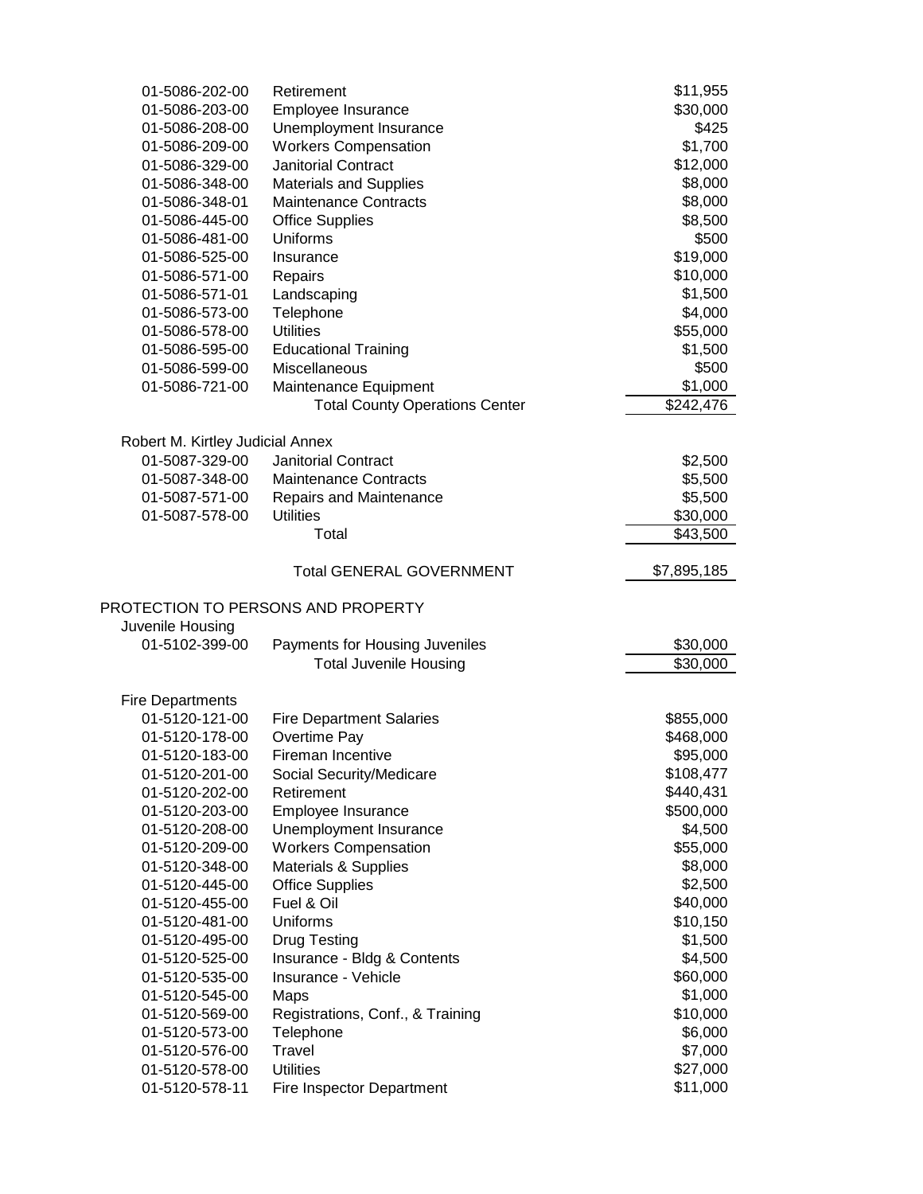| Account | Description | Amount |
|---|---|---|
| 01-5086-202-00 | Retirement | $11,955 |
| 01-5086-203-00 | Employee Insurance | $30,000 |
| 01-5086-208-00 | Unemployment Insurance | $425 |
| 01-5086-209-00 | Workers Compensation | $1,700 |
| 01-5086-329-00 | Janitorial Contract | $12,000 |
| 01-5086-348-00 | Materials and Supplies | $8,000 |
| 01-5086-348-01 | Maintenance Contracts | $8,000 |
| 01-5086-445-00 | Office Supplies | $8,500 |
| 01-5086-481-00 | Uniforms | $500 |
| 01-5086-525-00 | Insurance | $19,000 |
| 01-5086-571-00 | Repairs | $10,000 |
| 01-5086-571-01 | Landscaping | $1,500 |
| 01-5086-573-00 | Telephone | $4,000 |
| 01-5086-578-00 | Utilities | $55,000 |
| 01-5086-595-00 | Educational Training | $1,500 |
| 01-5086-599-00 | Miscellaneous | $500 |
| 01-5086-721-00 | Maintenance Equipment | $1,000 |
| | Total County Operations Center | $242,476 |

Robert M. Kirtley Judicial Annex

| Account | Description | Amount |
|---|---|---|
| 01-5087-329-00 | Janitorial Contract | $2,500 |
| 01-5087-348-00 | Maintenance Contracts | $5,500 |
| 01-5087-571-00 | Repairs and Maintenance | $5,500 |
| 01-5087-578-00 | Utilities | $30,000 |
| | Total | $43,500 |

| | | |
|---|---|---|
| | Total GENERAL GOVERNMENT | $7,895,185 |

## PROTECTION TO PERSONS AND PROPERTY

Juvenile Housing

| Account | Description | Amount |
|---|---|---|
| 01-5102-399-00 | Payments for Housing Juveniles | $30,000 |
| | Total Juvenile Housing | $30,000 |

Fire Departments

| Account | Description | Amount |
|---|---|---|
| 01-5120-121-00 | Fire Department Salaries | $855,000 |
| 01-5120-178-00 | Overtime Pay | $468,000 |
| 01-5120-183-00 | Fireman Incentive | $95,000 |
| 01-5120-201-00 | Social Security/Medicare | $108,477 |
| 01-5120-202-00 | Retirement | $440,431 |
| 01-5120-203-00 | Employee Insurance | $500,000 |
| 01-5120-208-00 | Unemployment Insurance | $4,500 |
| 01-5120-209-00 | Workers Compensation | $55,000 |
| 01-5120-348-00 | Materials & Supplies | $8,000 |
| 01-5120-445-00 | Office Supplies | $2,500 |
| 01-5120-455-00 | Fuel & Oil | $40,000 |
| 01-5120-481-00 | Uniforms | $10,150 |
| 01-5120-495-00 | Drug Testing | $1,500 |
| 01-5120-525-00 | Insurance - Bldg & Contents | $4,500 |
| 01-5120-535-00 | Insurance - Vehicle | $60,000 |
| 01-5120-545-00 | Maps | $1,000 |
| 01-5120-569-00 | Registrations, Conf., & Training | $10,000 |
| 01-5120-573-00 | Telephone | $6,000 |
| 01-5120-576-00 | Travel | $7,000 |
| 01-5120-578-00 | Utilities | $27,000 |
| 01-5120-578-11 | Fire Inspector Department | $11,000 |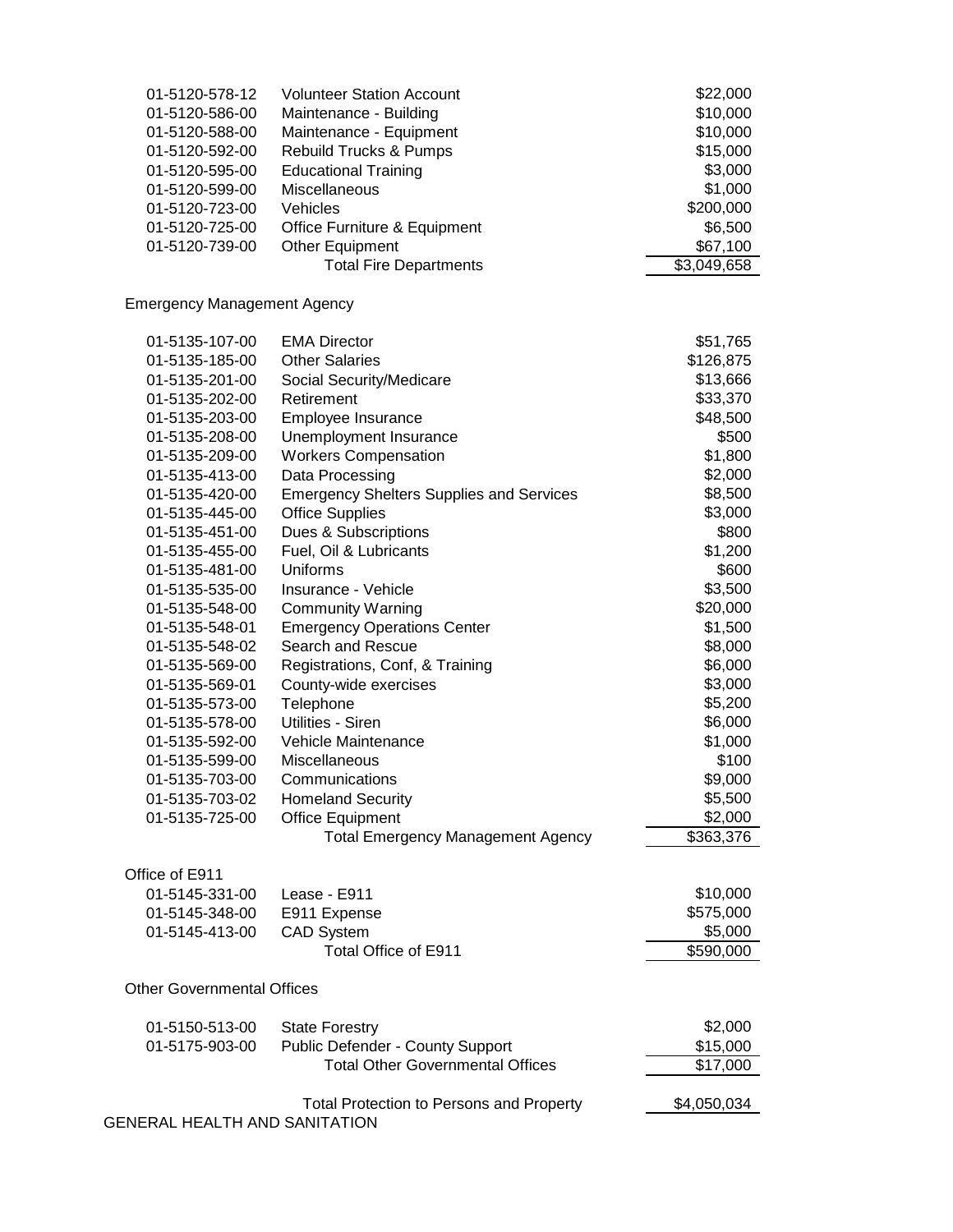| Account | Description | Amount |
|---|---|---|
| 01-5120-578-12 | Volunteer Station Account | $22,000 |
| 01-5120-586-00 | Maintenance - Building | $10,000 |
| 01-5120-588-00 | Maintenance - Equipment | $10,000 |
| 01-5120-592-00 | Rebuild Trucks & Pumps | $15,000 |
| 01-5120-595-00 | Educational Training | $3,000 |
| 01-5120-599-00 | Miscellaneous | $1,000 |
| 01-5120-723-00 | Vehicles | $200,000 |
| 01-5120-725-00 | Office Furniture & Equipment | $6,500 |
| 01-5120-739-00 | Other Equipment | $67,100 |
| | Total Fire Departments | $3,049,658 |

Emergency Management Agency

| Account | Description | Amount |
|---|---|---|
| 01-5135-107-00 | EMA Director | $51,765 |
| 01-5135-185-00 | Other Salaries | $126,875 |
| 01-5135-201-00 | Social Security/Medicare | $13,666 |
| 01-5135-202-00 | Retirement | $33,370 |
| 01-5135-203-00 | Employee Insurance | $48,500 |
| 01-5135-208-00 | Unemployment Insurance | $500 |
| 01-5135-209-00 | Workers Compensation | $1,800 |
| 01-5135-413-00 | Data Processing | $2,000 |
| 01-5135-420-00 | Emergency Shelters Supplies and Services | $8,500 |
| 01-5135-445-00 | Office Supplies | $3,000 |
| 01-5135-451-00 | Dues & Subscriptions | $800 |
| 01-5135-455-00 | Fuel, Oil & Lubricants | $1,200 |
| 01-5135-481-00 | Uniforms | $600 |
| 01-5135-535-00 | Insurance - Vehicle | $3,500 |
| 01-5135-548-00 | Community Warning | $20,000 |
| 01-5135-548-01 | Emergency Operations Center | $1,500 |
| 01-5135-548-02 | Search and Rescue | $8,000 |
| 01-5135-569-00 | Registrations, Conf, & Training | $6,000 |
| 01-5135-569-01 | County-wide exercises | $3,000 |
| 01-5135-573-00 | Telephone | $5,200 |
| 01-5135-578-00 | Utilities - Siren | $6,000 |
| 01-5135-592-00 | Vehicle Maintenance | $1,000 |
| 01-5135-599-00 | Miscellaneous | $100 |
| 01-5135-703-00 | Communications | $9,000 |
| 01-5135-703-02 | Homeland Security | $5,500 |
| 01-5135-725-00 | Office Equipment | $2,000 |
| | Total Emergency Management Agency | $363,376 |

Office of E911

| Account | Description | Amount |
|---|---|---|
| 01-5145-331-00 | Lease - E911 | $10,000 |
| 01-5145-348-00 | E911 Expense | $575,000 |
| 01-5145-413-00 | CAD System | $5,000 |
| | Total Office of E911 | $590,000 |

Other Governmental Offices

| Account | Description | Amount |
|---|---|---|
| 01-5150-513-00 | State Forestry | $2,000 |
| 01-5175-903-00 | Public Defender - County Support | $15,000 |
| | Total Other Governmental Offices | $17,000 |
| | Total Protection to Persons and Property | $4,050,034 |

GENERAL HEALTH AND SANITATION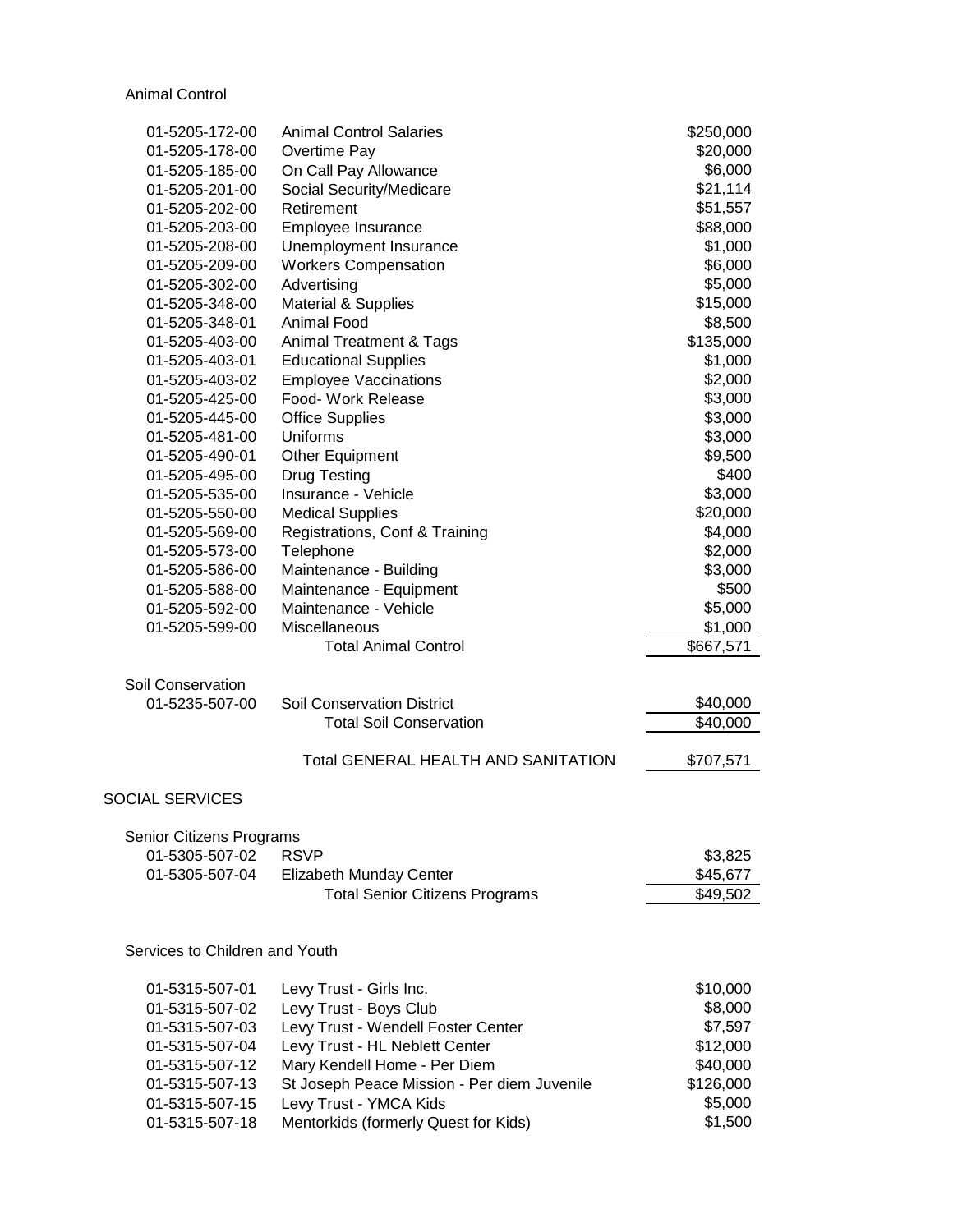Animal Control

| Account | Description | Amount |
|---|---|---|
| 01-5205-172-00 | Animal Control Salaries | $250,000 |
| 01-5205-178-00 | Overtime Pay | $20,000 |
| 01-5205-185-00 | On Call Pay Allowance | $6,000 |
| 01-5205-201-00 | Social Security/Medicare | $21,114 |
| 01-5205-202-00 | Retirement | $51,557 |
| 01-5205-203-00 | Employee Insurance | $88,000 |
| 01-5205-208-00 | Unemployment Insurance | $1,000 |
| 01-5205-209-00 | Workers Compensation | $6,000 |
| 01-5205-302-00 | Advertising | $5,000 |
| 01-5205-348-00 | Material & Supplies | $15,000 |
| 01-5205-348-01 | Animal Food | $8,500 |
| 01-5205-403-00 | Animal Treatment & Tags | $135,000 |
| 01-5205-403-01 | Educational Supplies | $1,000 |
| 01-5205-403-02 | Employee Vaccinations | $2,000 |
| 01-5205-425-00 | Food- Work Release | $3,000 |
| 01-5205-445-00 | Office Supplies | $3,000 |
| 01-5205-481-00 | Uniforms | $3,000 |
| 01-5205-490-01 | Other Equipment | $9,500 |
| 01-5205-495-00 | Drug Testing | $400 |
| 01-5205-535-00 | Insurance - Vehicle | $3,000 |
| 01-5205-550-00 | Medical Supplies | $20,000 |
| 01-5205-569-00 | Registrations, Conf & Training | $4,000 |
| 01-5205-573-00 | Telephone | $2,000 |
| 01-5205-586-00 | Maintenance - Building | $3,000 |
| 01-5205-588-00 | Maintenance - Equipment | $500 |
| 01-5205-592-00 | Maintenance - Vehicle | $5,000 |
| 01-5205-599-00 | Miscellaneous | $1,000 |
| | Total Animal Control | $667,571 |

Soil Conservation

| Account | Description | Amount |
|---|---|---|
| 01-5235-507-00 | Soil Conservation District | $40,000 |
| | Total Soil Conservation | $40,000 |
| | Total GENERAL HEALTH AND SANITATION | $707,571 |

SOCIAL SERVICES

Senior Citizens Programs

| Account | Description | Amount |
|---|---|---|
| 01-5305-507-02 | RSVP | $3,825 |
| 01-5305-507-04 | Elizabeth Munday Center | $45,677 |
| | Total Senior Citizens Programs | $49,502 |

Services to Children and Youth

| Account | Description | Amount |
|---|---|---|
| 01-5315-507-01 | Levy Trust - Girls Inc. | $10,000 |
| 01-5315-507-02 | Levy Trust - Boys Club | $8,000 |
| 01-5315-507-03 | Levy Trust - Wendell Foster Center | $7,597 |
| 01-5315-507-04 | Levy Trust - HL Neblett Center | $12,000 |
| 01-5315-507-12 | Mary Kendell Home - Per Diem | $40,000 |
| 01-5315-507-13 | St Joseph Peace Mission - Per diem Juvenile | $126,000 |
| 01-5315-507-15 | Levy Trust - YMCA Kids | $5,000 |
| 01-5315-507-18 | Mentorkids (formerly Quest for Kids) | $1,500 |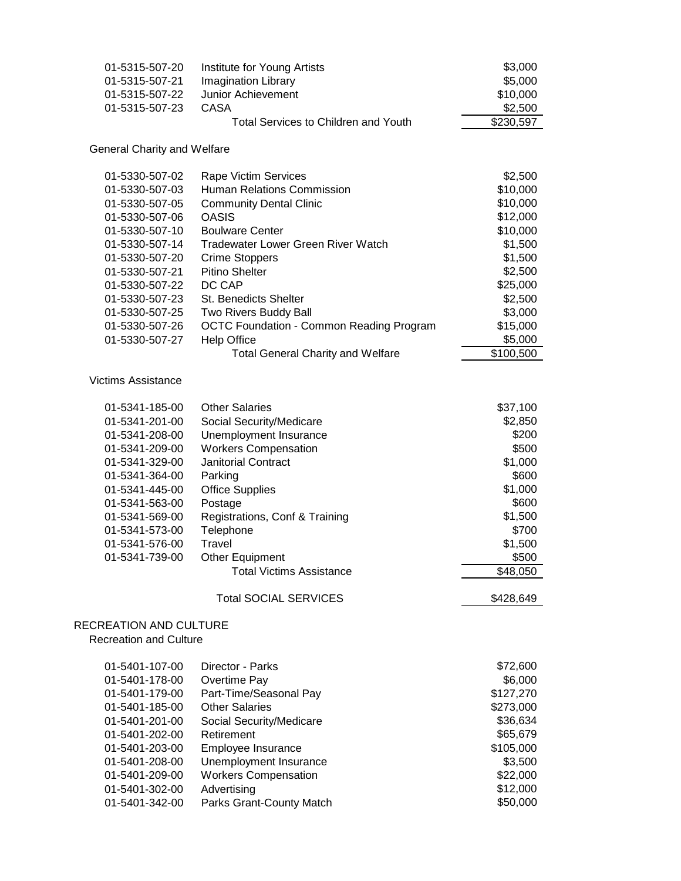| | | |
|---|---|---|
| 01-5315-507-20 | Institute for Young Artists | $3,000 |
| 01-5315-507-21 | Imagination Library | $5,000 |
| 01-5315-507-22 | Junior Achievement | $10,000 |
| 01-5315-507-23 | CASA | $2,500 |
| | Total Services to Children and Youth | $230,597 |

General Charity and Welfare

| | | |
|---|---|---|
| 01-5330-507-02 | Rape Victim Services | $2,500 |
| 01-5330-507-03 | Human Relations Commission | $10,000 |
| 01-5330-507-05 | Community Dental Clinic | $10,000 |
| 01-5330-507-06 | OASIS | $12,000 |
| 01-5330-507-10 | Boulware Center | $10,000 |
| 01-5330-507-14 | Tradewater Lower Green River Watch | $1,500 |
| 01-5330-507-20 | Crime Stoppers | $1,500 |
| 01-5330-507-21 | Pitino Shelter | $2,500 |
| 01-5330-507-22 | DC CAP | $25,000 |
| 01-5330-507-23 | St. Benedicts Shelter | $2,500 |
| 01-5330-507-25 | Two Rivers Buddy Ball | $3,000 |
| 01-5330-507-26 | OCTC Foundation - Common Reading Program | $15,000 |
| 01-5330-507-27 | Help Office | $5,000 |
| | Total General Charity and Welfare | $100,500 |

Victims Assistance

| | | |
|---|---|---|
| 01-5341-185-00 | Other Salaries | $37,100 |
| 01-5341-201-00 | Social Security/Medicare | $2,850 |
| 01-5341-208-00 | Unemployment Insurance | $200 |
| 01-5341-209-00 | Workers Compensation | $500 |
| 01-5341-329-00 | Janitorial Contract | $1,000 |
| 01-5341-364-00 | Parking | $600 |
| 01-5341-445-00 | Office Supplies | $1,000 |
| 01-5341-563-00 | Postage | $600 |
| 01-5341-569-00 | Registrations, Conf & Training | $1,500 |
| 01-5341-573-00 | Telephone | $700 |
| 01-5341-576-00 | Travel | $1,500 |
| 01-5341-739-00 | Other Equipment | $500 |
| | Total Victims Assistance | $48,050 |
| | | |
| | Total SOCIAL SERVICES | $428,649 |

RECREATION AND CULTURE

Recreation and Culture

| | | |
|---|---|---|
| 01-5401-107-00 | Director - Parks | $72,600 |
| 01-5401-178-00 | Overtime Pay | $6,000 |
| 01-5401-179-00 | Part-Time/Seasonal Pay | $127,270 |
| 01-5401-185-00 | Other Salaries | $273,000 |
| 01-5401-201-00 | Social Security/Medicare | $36,634 |
| 01-5401-202-00 | Retirement | $65,679 |
| 01-5401-203-00 | Employee Insurance | $105,000 |
| 01-5401-208-00 | Unemployment Insurance | $3,500 |
| 01-5401-209-00 | Workers Compensation | $22,000 |
| 01-5401-302-00 | Advertising | $12,000 |
| 01-5401-342-00 | Parks Grant-County Match | $50,000 |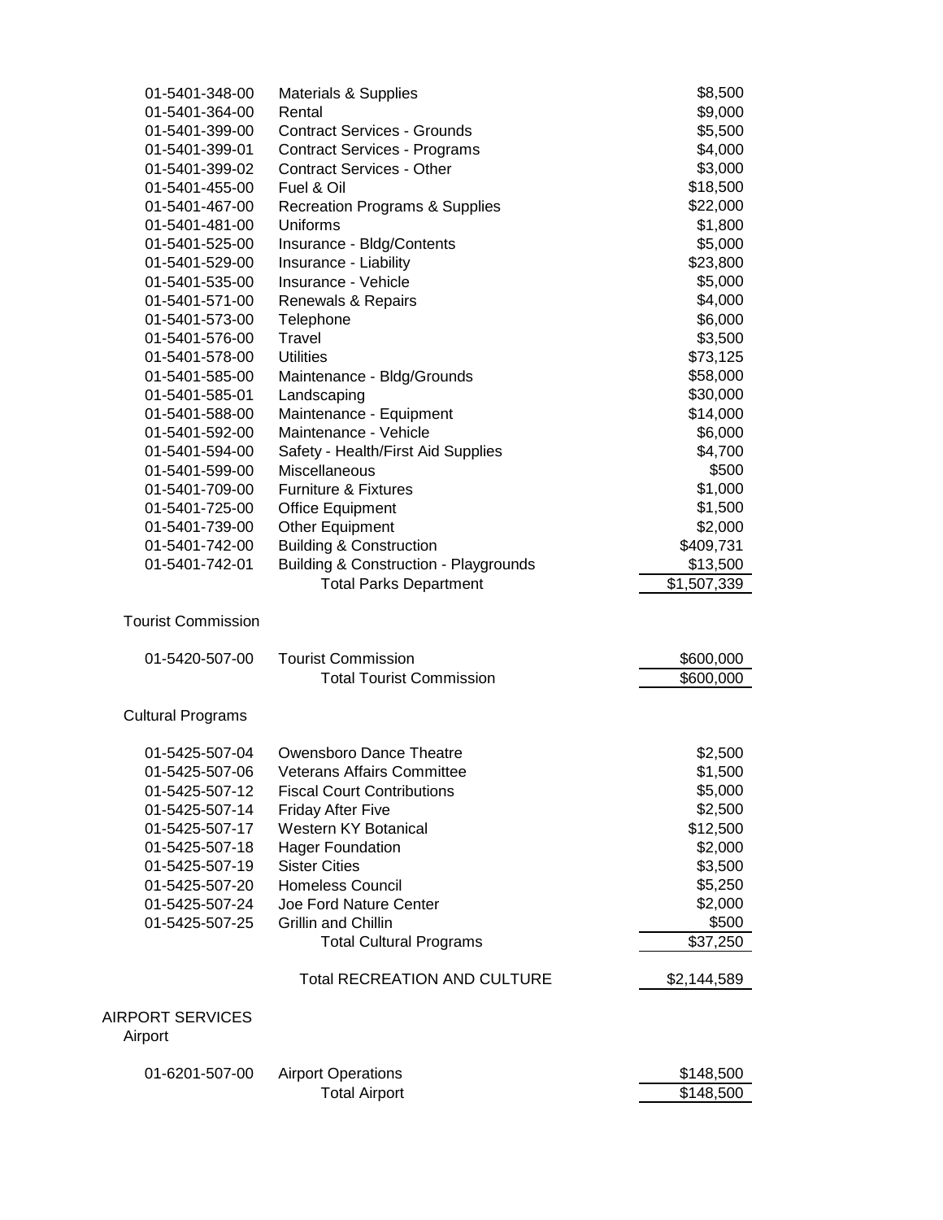| Account | Description | Amount |
|---|---|---|
| 01-5401-348-00 | Materials & Supplies | $8,500 |
| 01-5401-364-00 | Rental | $9,000 |
| 01-5401-399-00 | Contract Services - Grounds | $5,500 |
| 01-5401-399-01 | Contract Services - Programs | $4,000 |
| 01-5401-399-02 | Contract Services - Other | $3,000 |
| 01-5401-455-00 | Fuel & Oil | $18,500 |
| 01-5401-467-00 | Recreation Programs & Supplies | $22,000 |
| 01-5401-481-00 | Uniforms | $1,800 |
| 01-5401-525-00 | Insurance - Bldg/Contents | $5,000 |
| 01-5401-529-00 | Insurance - Liability | $23,800 |
| 01-5401-535-00 | Insurance - Vehicle | $5,000 |
| 01-5401-571-00 | Renewals & Repairs | $4,000 |
| 01-5401-573-00 | Telephone | $6,000 |
| 01-5401-576-00 | Travel | $3,500 |
| 01-5401-578-00 | Utilities | $73,125 |
| 01-5401-585-00 | Maintenance - Bldg/Grounds | $58,000 |
| 01-5401-585-01 | Landscaping | $30,000 |
| 01-5401-588-00 | Maintenance - Equipment | $14,000 |
| 01-5401-592-00 | Maintenance - Vehicle | $6,000 |
| 01-5401-594-00 | Safety - Health/First Aid Supplies | $4,700 |
| 01-5401-599-00 | Miscellaneous | $500 |
| 01-5401-709-00 | Furniture & Fixtures | $1,000 |
| 01-5401-725-00 | Office Equipment | $1,500 |
| 01-5401-739-00 | Other Equipment | $2,000 |
| 01-5401-742-00 | Building & Construction | $409,731 |
| 01-5401-742-01 | Building & Construction - Playgrounds | $13,500 |
| | Total Parks Department | $1,507,339 |

Tourist Commission

| Account | Description | Amount |
|---|---|---|
| 01-5420-507-00 | Tourist Commission | $600,000 |
| | Total Tourist Commission | $600,000 |

Cultural Programs

| Account | Description | Amount |
|---|---|---|
| 01-5425-507-04 | Owensboro Dance Theatre | $2,500 |
| 01-5425-507-06 | Veterans Affairs Committee | $1,500 |
| 01-5425-507-12 | Fiscal Court Contributions | $5,000 |
| 01-5425-507-14 | Friday After Five | $2,500 |
| 01-5425-507-17 | Western KY Botanical | $12,500 |
| 01-5425-507-18 | Hager Foundation | $2,000 |
| 01-5425-507-19 | Sister Cities | $3,500 |
| 01-5425-507-20 | Homeless Council | $5,250 |
| 01-5425-507-24 | Joe Ford Nature Center | $2,000 |
| 01-5425-507-25 | Grillin and Chillin | $500 |
| | Total Cultural Programs | $37,250 |
| | Total RECREATION AND CULTURE | $2,144,589 |

AIRPORT SERVICES

Airport

| Account | Description | Amount |
|---|---|---|
| 01-6201-507-00 | Airport Operations | $148,500 |
| | Total Airport | $148,500 |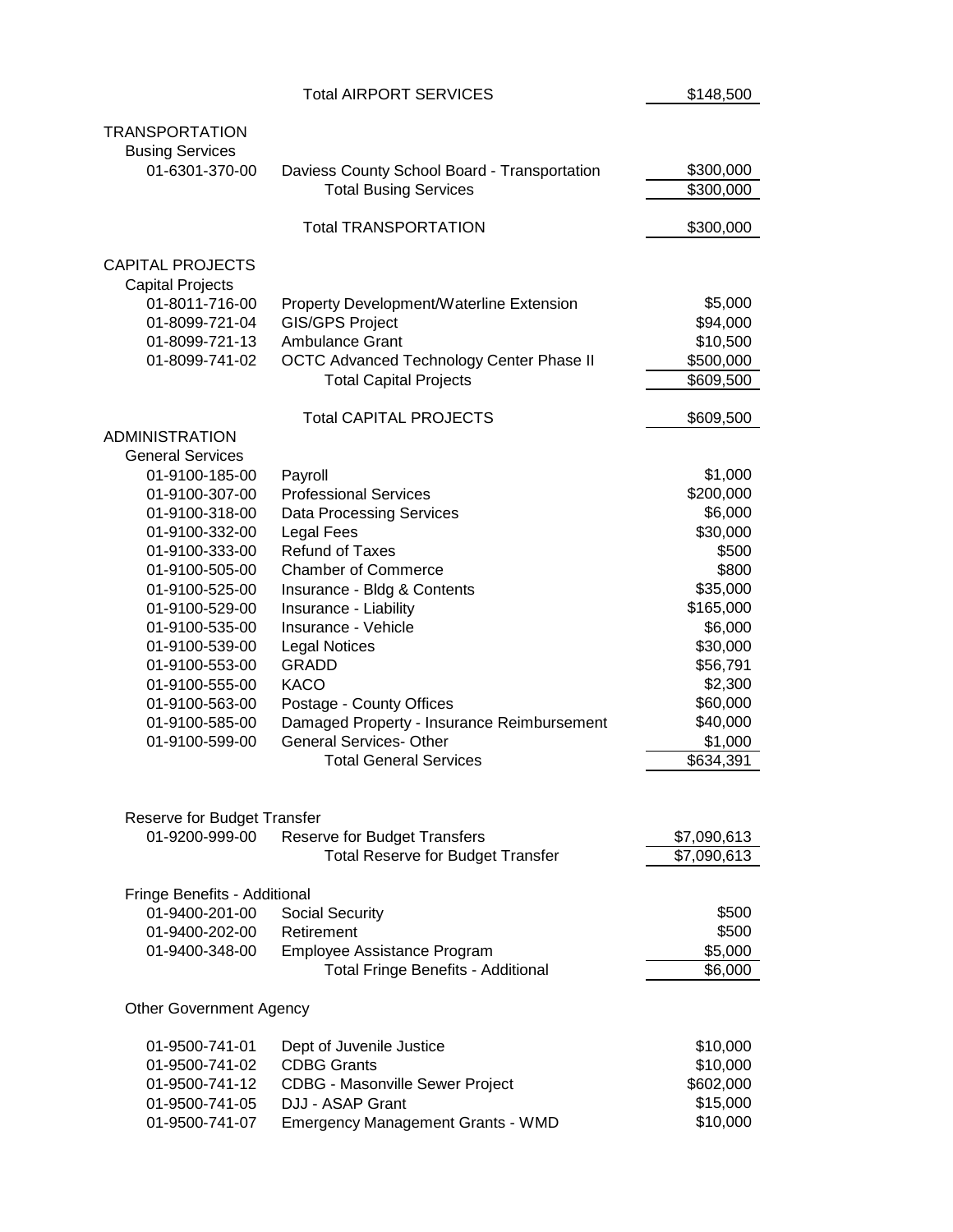| | | |
|---|---|---|
| | Total AIRPORT SERVICES | $148,500 |
| TRANSPORTATION | | |
| Busing Services | | |
| 01-6301-370-00 | Daviess County School Board - Transportation | $300,000 |
| | Total Busing Services | $300,000 |
| | Total TRANSPORTATION | $300,000 |
| CAPITAL PROJECTS | | |
| Capital Projects | | |
| 01-8011-716-00 | Property Development/Waterline Extension | $5,000 |
| 01-8099-721-04 | GIS/GPS Project | $94,000 |
| 01-8099-721-13 | Ambulance Grant | $10,500 |
| 01-8099-741-02 | OCTC Advanced Technology Center Phase II | $500,000 |
| | Total Capital Projects | $609,500 |
| | Total CAPITAL PROJECTS | $609,500 |
| ADMINISTRATION | | |
| General Services | | |
| 01-9100-185-00 | Payroll | $1,000 |
| 01-9100-307-00 | Professional Services | $200,000 |
| 01-9100-318-00 | Data Processing Services | $6,000 |
| 01-9100-332-00 | Legal Fees | $30,000 |
| 01-9100-333-00 | Refund of Taxes | $500 |
| 01-9100-505-00 | Chamber of Commerce | $800 |
| 01-9100-525-00 | Insurance - Bldg & Contents | $35,000 |
| 01-9100-529-00 | Insurance - Liability | $165,000 |
| 01-9100-535-00 | Insurance - Vehicle | $6,000 |
| 01-9100-539-00 | Legal Notices | $30,000 |
| 01-9100-553-00 | GRADD | $56,791 |
| 01-9100-555-00 | KACO | $2,300 |
| 01-9100-563-00 | Postage - County Offices | $60,000 |
| 01-9100-585-00 | Damaged Property - Insurance Reimbursement | $40,000 |
| 01-9100-599-00 | General Services- Other | $1,000 |
| | Total General Services | $634,391 |
| Reserve for Budget Transfer | | |
| 01-9200-999-00 | Reserve for Budget Transfers | $7,090,613 |
| | Total Reserve for Budget Transfer | $7,090,613 |
| Fringe Benefits - Additional | | |
| 01-9400-201-00 | Social Security | $500 |
| 01-9400-202-00 | Retirement | $500 |
| 01-9400-348-00 | Employee Assistance Program | $5,000 |
| | Total Fringe Benefits - Additional | $6,000 |
| Other Government Agency | | |
| 01-9500-741-01 | Dept of Juvenile Justice | $10,000 |
| 01-9500-741-02 | CDBG Grants | $10,000 |
| 01-9500-741-12 | CDBG - Masonville Sewer Project | $602,000 |
| 01-9500-741-05 | DJJ - ASAP Grant | $15,000 |
| 01-9500-741-07 | Emergency Management Grants - WMD | $10,000 |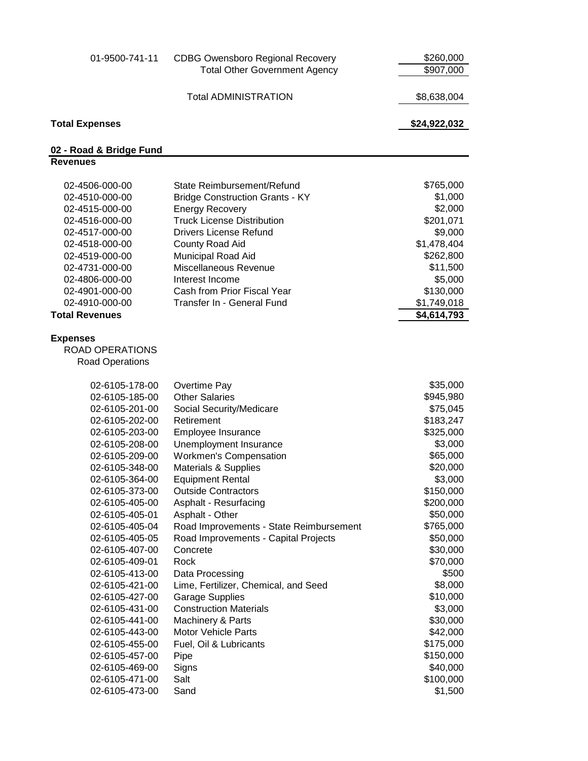| | | |
|---|---|---|
| 01-9500-741-11 | CDBG Owensboro Regional Recovery | $260,000 |
| | Total Other Government Agency | $907,000 |
| | Total ADMINISTRATION | $8,638,004 |

**Total Expenses** **$24,922,032**

## 02 - Road & Bridge Fund

### Revenues

| | | |
|---|---|---|
| 02-4506-000-00 | State Reimbursement/Refund | $765,000 |
| 02-4510-000-00 | Bridge Construction Grants - KY | $1,000 |
| 02-4515-000-00 | Energy Recovery | $2,000 |
| 02-4516-000-00 | Truck License Distribution | $201,071 |
| 02-4517-000-00 | Drivers License Refund | $9,000 |
| 02-4518-000-00 | County Road Aid | $1,478,404 |
| 02-4519-000-00 | Municipal Road Aid | $262,800 |
| 02-4731-000-00 | Miscellaneous Revenue | $11,500 |
| 02-4806-000-00 | Interest Income | $5,000 |
| 02-4901-000-00 | Cash from Prior Fiscal Year | $130,000 |
| 02-4910-000-00 | Transfer In - General Fund | $1,749,018 |
| **Total Revenues** | | **$4,614,793** |

### Expenses

ROAD OPERATIONS

Road Operations

| | | |
|---|---|---|
| 02-6105-178-00 | Overtime Pay | $35,000 |
| 02-6105-185-00 | Other Salaries | $945,980 |
| 02-6105-201-00 | Social Security/Medicare | $75,045 |
| 02-6105-202-00 | Retirement | $183,247 |
| 02-6105-203-00 | Employee Insurance | $325,000 |
| 02-6105-208-00 | Unemployment Insurance | $3,000 |
| 02-6105-209-00 | Workmen's Compensation | $65,000 |
| 02-6105-348-00 | Materials & Supplies | $20,000 |
| 02-6105-364-00 | Equipment Rental | $3,000 |
| 02-6105-373-00 | Outside Contractors | $150,000 |
| 02-6105-405-00 | Asphalt - Resurfacing | $200,000 |
| 02-6105-405-01 | Asphalt - Other | $50,000 |
| 02-6105-405-04 | Road Improvements - State Reimbursement | $765,000 |
| 02-6105-405-05 | Road Improvements - Capital Projects | $50,000 |
| 02-6105-407-00 | Concrete | $30,000 |
| 02-6105-409-01 | Rock | $70,000 |
| 02-6105-413-00 | Data Processing | $500 |
| 02-6105-421-00 | Lime, Fertilizer, Chemical, and Seed | $8,000 |
| 02-6105-427-00 | Garage Supplies | $10,000 |
| 02-6105-431-00 | Construction Materials | $3,000 |
| 02-6105-441-00 | Machinery & Parts | $30,000 |
| 02-6105-443-00 | Motor Vehicle Parts | $42,000 |
| 02-6105-455-00 | Fuel, Oil & Lubricants | $175,000 |
| 02-6105-457-00 | Pipe | $150,000 |
| 02-6105-469-00 | Signs | $40,000 |
| 02-6105-471-00 | Salt | $100,000 |
| 02-6105-473-00 | Sand | $1,500 |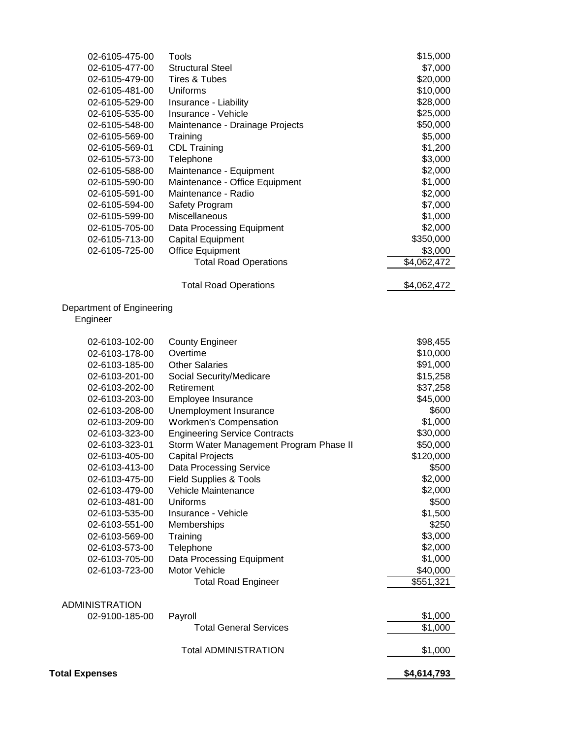| Account | Description | Amount |
|---|---|---|
| 02-6105-475-00 | Tools | $15,000 |
| 02-6105-477-00 | Structural Steel | $7,000 |
| 02-6105-479-00 | Tires & Tubes | $20,000 |
| 02-6105-481-00 | Uniforms | $10,000 |
| 02-6105-529-00 | Insurance - Liability | $28,000 |
| 02-6105-535-00 | Insurance - Vehicle | $25,000 |
| 02-6105-548-00 | Maintenance - Drainage Projects | $50,000 |
| 02-6105-569-00 | Training | $5,000 |
| 02-6105-569-01 | CDL Training | $1,200 |
| 02-6105-573-00 | Telephone | $3,000 |
| 02-6105-588-00 | Maintenance - Equipment | $2,000 |
| 02-6105-590-00 | Maintenance - Office Equipment | $1,000 |
| 02-6105-591-00 | Maintenance - Radio | $2,000 |
| 02-6105-594-00 | Safety Program | $7,000 |
| 02-6105-599-00 | Miscellaneous | $1,000 |
| 02-6105-705-00 | Data Processing Equipment | $2,000 |
| 02-6105-713-00 | Capital Equipment | $350,000 |
| 02-6105-725-00 | Office Equipment | $3,000 |
| | Total Road Operations | $4,062,472 |
| | Total Road Operations | $4,062,472 |

Department of Engineering

Engineer

| Account | Description | Amount |
|---|---|---|
| 02-6103-102-00 | County Engineer | $98,455 |
| 02-6103-178-00 | Overtime | $10,000 |
| 02-6103-185-00 | Other Salaries | $91,000 |
| 02-6103-201-00 | Social Security/Medicare | $15,258 |
| 02-6103-202-00 | Retirement | $37,258 |
| 02-6103-203-00 | Employee Insurance | $45,000 |
| 02-6103-208-00 | Unemployment Insurance | $600 |
| 02-6103-209-00 | Workmen's Compensation | $1,000 |
| 02-6103-323-00 | Engineering Service Contracts | $30,000 |
| 02-6103-323-01 | Storm Water Management Program Phase II | $50,000 |
| 02-6103-405-00 | Capital Projects | $120,000 |
| 02-6103-413-00 | Data Processing Service | $500 |
| 02-6103-475-00 | Field Supplies & Tools | $2,000 |
| 02-6103-479-00 | Vehicle Maintenance | $2,000 |
| 02-6103-481-00 | Uniforms | $500 |
| 02-6103-535-00 | Insurance - Vehicle | $1,500 |
| 02-6103-551-00 | Memberships | $250 |
| 02-6103-569-00 | Training | $3,000 |
| 02-6103-573-00 | Telephone | $2,000 |
| 02-6103-705-00 | Data Processing Equipment | $1,000 |
| 02-6103-723-00 | Motor Vehicle | $40,000 |
| | Total Road Engineer | $551,321 |

ADMINISTRATION

| Account | Description | Amount |
|---|---|---|
| 02-9100-185-00 | Payroll | $1,000 |
| | Total General Services | $1,000 |
| | Total ADMINISTRATION | $1,000 |

**Total Expenses** **$4,614,793**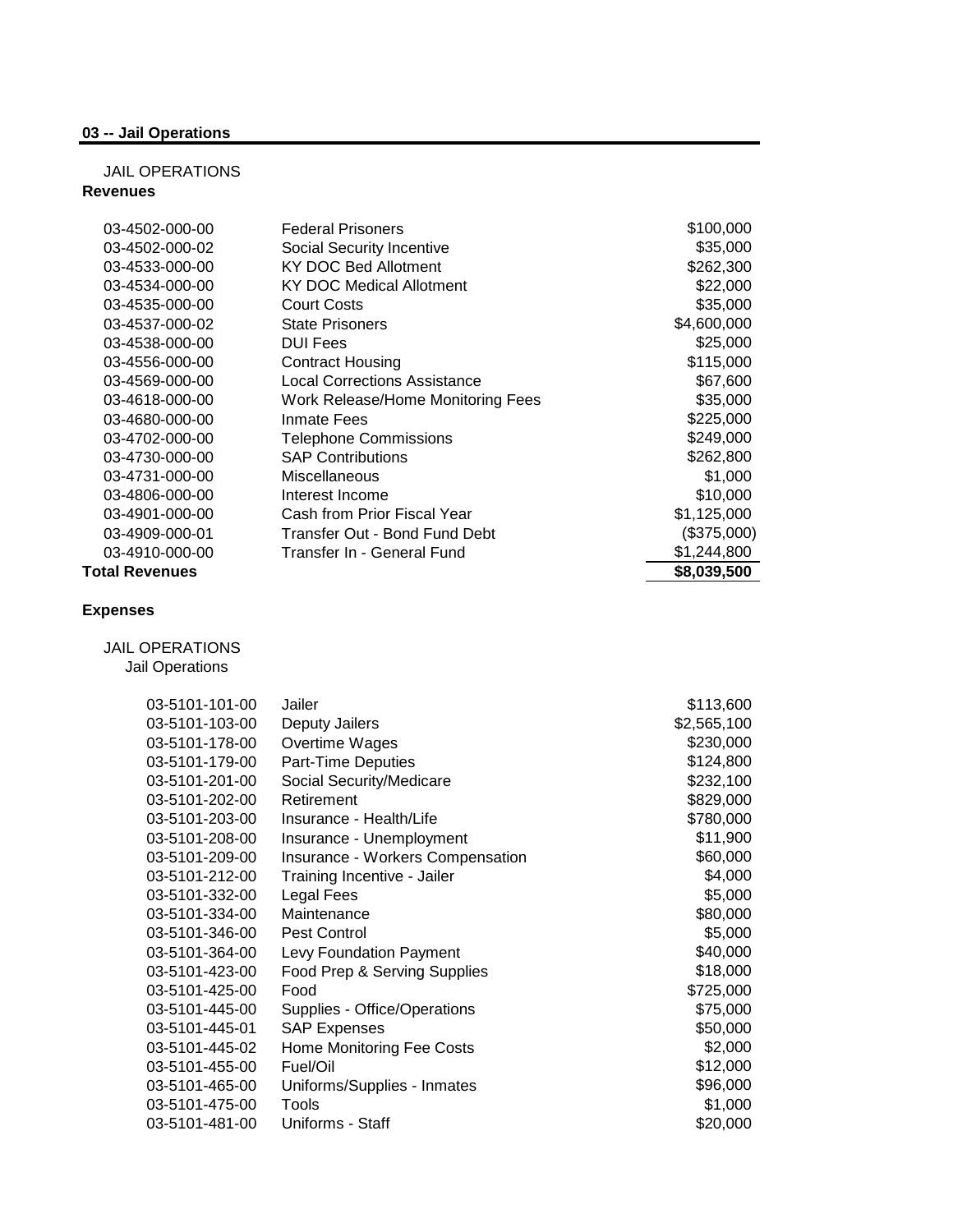## 03 -- Jail Operations

JAIL OPERATIONS

**Revenues**

| Account | Description | Amount |
|---|---|---|
| 03-4502-000-00 | Federal Prisoners | $100,000 |
| 03-4502-000-02 | Social Security Incentive | $35,000 |
| 03-4533-000-00 | KY DOC Bed Allotment | $262,300 |
| 03-4534-000-00 | KY DOC Medical Allotment | $22,000 |
| 03-4535-000-00 | Court Costs | $35,000 |
| 03-4537-000-02 | State Prisoners | $4,600,000 |
| 03-4538-000-00 | DUI Fees | $25,000 |
| 03-4556-000-00 | Contract Housing | $115,000 |
| 03-4569-000-00 | Local Corrections Assistance | $67,600 |
| 03-4618-000-00 | Work Release/Home Monitoring Fees | $35,000 |
| 03-4680-000-00 | Inmate Fees | $225,000 |
| 03-4702-000-00 | Telephone Commissions | $249,000 |
| 03-4730-000-00 | SAP Contributions | $262,800 |
| 03-4731-000-00 | Miscellaneous | $1,000 |
| 03-4806-000-00 | Interest Income | $10,000 |
| 03-4901-000-00 | Cash from Prior Fiscal Year | $1,125,000 |
| 03-4909-000-01 | Transfer Out - Bond Fund Debt | ($375,000) |
| 03-4910-000-00 | Transfer In - General Fund | $1,244,800 |
| **Total Revenues** | | **$8,039,500** |

**Expenses**

JAIL OPERATIONS

Jail Operations

| Account | Description | Amount |
|---|---|---|
| 03-5101-101-00 | Jailer | $113,600 |
| 03-5101-103-00 | Deputy Jailers | $2,565,100 |
| 03-5101-178-00 | Overtime Wages | $230,000 |
| 03-5101-179-00 | Part-Time Deputies | $124,800 |
| 03-5101-201-00 | Social Security/Medicare | $232,100 |
| 03-5101-202-00 | Retirement | $829,000 |
| 03-5101-203-00 | Insurance - Health/Life | $780,000 |
| 03-5101-208-00 | Insurance - Unemployment | $11,900 |
| 03-5101-209-00 | Insurance - Workers Compensation | $60,000 |
| 03-5101-212-00 | Training Incentive - Jailer | $4,000 |
| 03-5101-332-00 | Legal Fees | $5,000 |
| 03-5101-334-00 | Maintenance | $80,000 |
| 03-5101-346-00 | Pest Control | $5,000 |
| 03-5101-364-00 | Levy Foundation Payment | $40,000 |
| 03-5101-423-00 | Food Prep & Serving Supplies | $18,000 |
| 03-5101-425-00 | Food | $725,000 |
| 03-5101-445-00 | Supplies - Office/Operations | $75,000 |
| 03-5101-445-01 | SAP Expenses | $50,000 |
| 03-5101-445-02 | Home Monitoring Fee Costs | $2,000 |
| 03-5101-455-00 | Fuel/Oil | $12,000 |
| 03-5101-465-00 | Uniforms/Supplies - Inmates | $96,000 |
| 03-5101-475-00 | Tools | $1,000 |
| 03-5101-481-00 | Uniforms - Staff | $20,000 |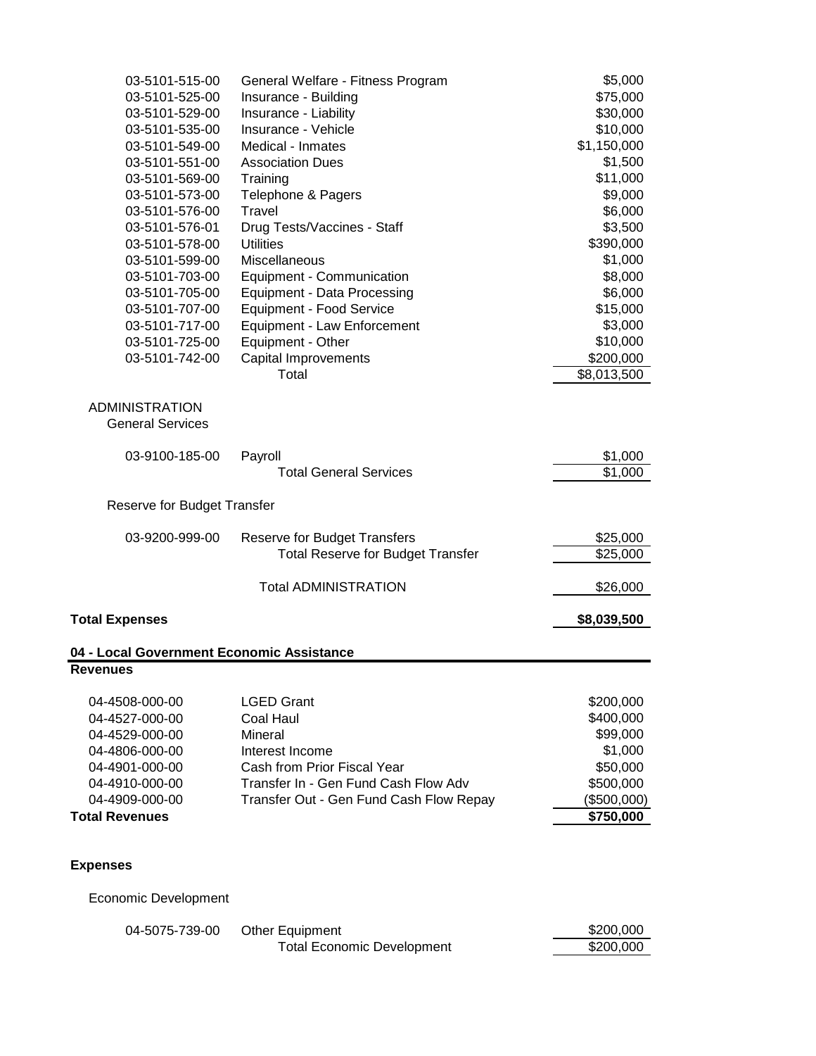| | | |
|---|---|---|
| 03-5101-515-00 | General Welfare - Fitness Program | $5,000 |
| 03-5101-525-00 | Insurance - Building | $75,000 |
| 03-5101-529-00 | Insurance - Liability | $30,000 |
| 03-5101-535-00 | Insurance - Vehicle | $10,000 |
| 03-5101-549-00 | Medical - Inmates | $1,150,000 |
| 03-5101-551-00 | Association Dues | $1,500 |
| 03-5101-569-00 | Training | $11,000 |
| 03-5101-573-00 | Telephone & Pagers | $9,000 |
| 03-5101-576-00 | Travel | $6,000 |
| 03-5101-576-01 | Drug Tests/Vaccines - Staff | $3,500 |
| 03-5101-578-00 | Utilities | $390,000 |
| 03-5101-599-00 | Miscellaneous | $1,000 |
| 03-5101-703-00 | Equipment - Communication | $8,000 |
| 03-5101-705-00 | Equipment - Data Processing | $6,000 |
| 03-5101-707-00 | Equipment - Food Service | $15,000 |
| 03-5101-717-00 | Equipment - Law Enforcement | $3,000 |
| 03-5101-725-00 | Equipment - Other | $10,000 |
| 03-5101-742-00 | Capital Improvements | $200,000 |
| | Total | $8,013,500 |

ADMINISTRATION

General Services

| | | |
|---|---|---|
| 03-9100-185-00 | Payroll | $1,000 |
| | Total General Services | $1,000 |

Reserve for Budget Transfer

| | | |
|---|---|---|
| 03-9200-999-00 | Reserve for Budget Transfers | $25,000 |
| | Total Reserve for Budget Transfer | $25,000 |
| | Total ADMINISTRATION | $26,000 |

**Total Expenses** **$8,039,500**

## 04 - Local Government Economic Assistance

**Revenues**

| | | |
|---|---|---|
| 04-4508-000-00 | LGED Grant | $200,000 |
| 04-4527-000-00 | Coal Haul | $400,000 |
| 04-4529-000-00 | Mineral | $99,000 |
| 04-4806-000-00 | Interest Income | $1,000 |
| 04-4901-000-00 | Cash from Prior Fiscal Year | $50,000 |
| 04-4910-000-00 | Transfer In - Gen Fund Cash Flow Adv | $500,000 |
| 04-4909-000-00 | Transfer Out - Gen Fund Cash Flow Repay | ($500,000) |
| **Total Revenues** | | **$750,000** |

**Expenses**

Economic Development

| | | |
|---|---|---|
| 04-5075-739-00 | Other Equipment | $200,000 |
| | Total Economic Development | $200,000 |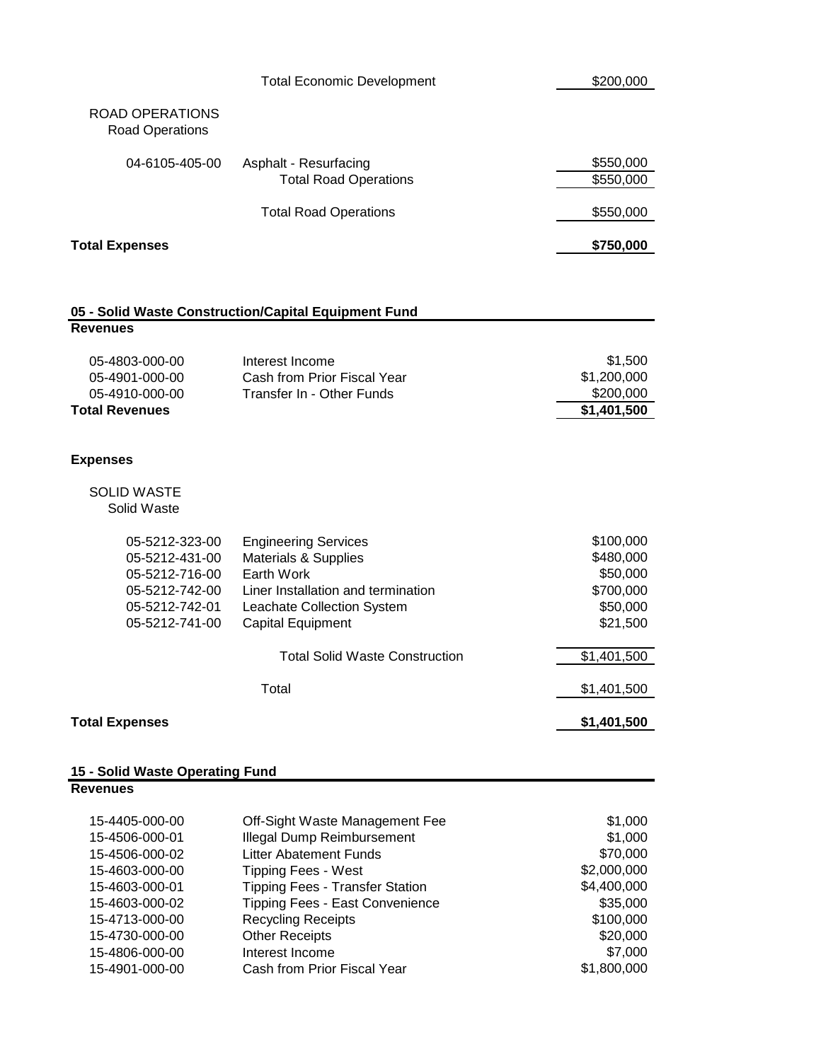| | | |
|---|---|---|
| | Total Economic Development | $200,000 |
| **ROAD OPERATIONS** | | |
| Road Operations | | |
| 04-6105-405-00 | Asphalt - Resurfacing | $550,000 |
| | Total Road Operations | $550,000 |
| | Total Road Operations | $550,000 |
| **Total Expenses** | | **$750,000** |

## 05 - Solid Waste Construction/Capital Equipment Fund

**Revenues**

| | | |
|---|---|---|
| 05-4803-000-00 | Interest Income | $1,500 |
| 05-4901-000-00 | Cash from Prior Fiscal Year | $1,200,000 |
| 05-4910-000-00 | Transfer In - Other Funds | $200,000 |
| **Total Revenues** | | **$1,401,500** |

**Expenses**

| | | |
|---|---|---|
| SOLID WASTE | | |
| Solid Waste | | |
| 05-5212-323-00 | Engineering Services | $100,000 |
| 05-5212-431-00 | Materials & Supplies | $480,000 |
| 05-5212-716-00 | Earth Work | $50,000 |
| 05-5212-742-00 | Liner Installation and termination | $700,000 |
| 05-5212-742-01 | Leachate Collection System | $50,000 |
| 05-5212-741-00 | Capital Equipment | $21,500 |
| | Total Solid Waste Construction | $1,401,500 |
| | Total | $1,401,500 |
| **Total Expenses** | | **$1,401,500** |

## 15 - Solid Waste Operating Fund

**Revenues**

| | | |
|---|---|---|
| 15-4405-000-00 | Off-Sight Waste Management Fee | $1,000 |
| 15-4506-000-01 | Illegal Dump Reimbursement | $1,000 |
| 15-4506-000-02 | Litter Abatement Funds | $70,000 |
| 15-4603-000-00 | Tipping Fees - West | $2,000,000 |
| 15-4603-000-01 | Tipping Fees - Transfer Station | $4,400,000 |
| 15-4603-000-02 | Tipping Fees - East Convenience | $35,000 |
| 15-4713-000-00 | Recycling Receipts | $100,000 |
| 15-4730-000-00 | Other Receipts | $20,000 |
| 15-4806-000-00 | Interest Income | $7,000 |
| 15-4901-000-00 | Cash from Prior Fiscal Year | $1,800,000 |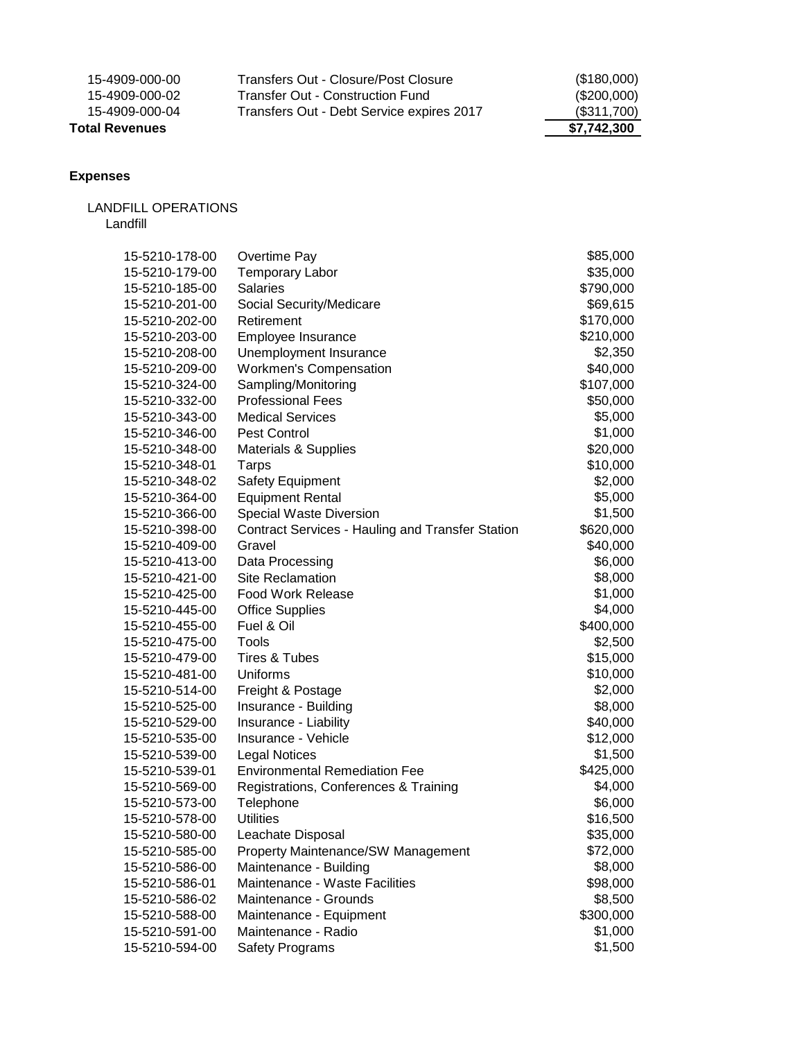| | | |
|---|---|---|
| 15-4909-000-00 | Transfers Out - Closure/Post Closure | ($180,000) |
| 15-4909-000-02 | Transfer Out - Construction Fund | ($200,000) |
| 15-4909-000-04 | Transfers Out - Debt Service expires 2017 | ($311,700) |
| **Total Revenues** | | **$7,742,300** |

**Expenses**

LANDFILL OPERATIONS

Landfill

| | | |
|---|---|---|
| 15-5210-178-00 | Overtime Pay | $85,000 |
| 15-5210-179-00 | Temporary Labor | $35,000 |
| 15-5210-185-00 | Salaries | $790,000 |
| 15-5210-201-00 | Social Security/Medicare | $69,615 |
| 15-5210-202-00 | Retirement | $170,000 |
| 15-5210-203-00 | Employee Insurance | $210,000 |
| 15-5210-208-00 | Unemployment Insurance | $2,350 |
| 15-5210-209-00 | Workmen's Compensation | $40,000 |
| 15-5210-324-00 | Sampling/Monitoring | $107,000 |
| 15-5210-332-00 | Professional Fees | $50,000 |
| 15-5210-343-00 | Medical Services | $5,000 |
| 15-5210-346-00 | Pest Control | $1,000 |
| 15-5210-348-00 | Materials & Supplies | $20,000 |
| 15-5210-348-01 | Tarps | $10,000 |
| 15-5210-348-02 | Safety Equipment | $2,000 |
| 15-5210-364-00 | Equipment Rental | $5,000 |
| 15-5210-366-00 | Special Waste Diversion | $1,500 |
| 15-5210-398-00 | Contract Services - Hauling and Transfer Station | $620,000 |
| 15-5210-409-00 | Gravel | $40,000 |
| 15-5210-413-00 | Data Processing | $6,000 |
| 15-5210-421-00 | Site Reclamation | $8,000 |
| 15-5210-425-00 | Food Work Release | $1,000 |
| 15-5210-445-00 | Office Supplies | $4,000 |
| 15-5210-455-00 | Fuel & Oil | $400,000 |
| 15-5210-475-00 | Tools | $2,500 |
| 15-5210-479-00 | Tires & Tubes | $15,000 |
| 15-5210-481-00 | Uniforms | $10,000 |
| 15-5210-514-00 | Freight & Postage | $2,000 |
| 15-5210-525-00 | Insurance - Building | $8,000 |
| 15-5210-529-00 | Insurance - Liability | $40,000 |
| 15-5210-535-00 | Insurance - Vehicle | $12,000 |
| 15-5210-539-00 | Legal Notices | $1,500 |
| 15-5210-539-01 | Environmental Remediation Fee | $425,000 |
| 15-5210-569-00 | Registrations, Conferences & Training | $4,000 |
| 15-5210-573-00 | Telephone | $6,000 |
| 15-5210-578-00 | Utilities | $16,500 |
| 15-5210-580-00 | Leachate Disposal | $35,000 |
| 15-5210-585-00 | Property Maintenance/SW Management | $72,000 |
| 15-5210-586-00 | Maintenance - Building | $8,000 |
| 15-5210-586-01 | Maintenance - Waste Facilities | $98,000 |
| 15-5210-586-02 | Maintenance - Grounds | $8,500 |
| 15-5210-588-00 | Maintenance - Equipment | $300,000 |
| 15-5210-591-00 | Maintenance - Radio | $1,000 |
| 15-5210-594-00 | Safety Programs | $1,500 |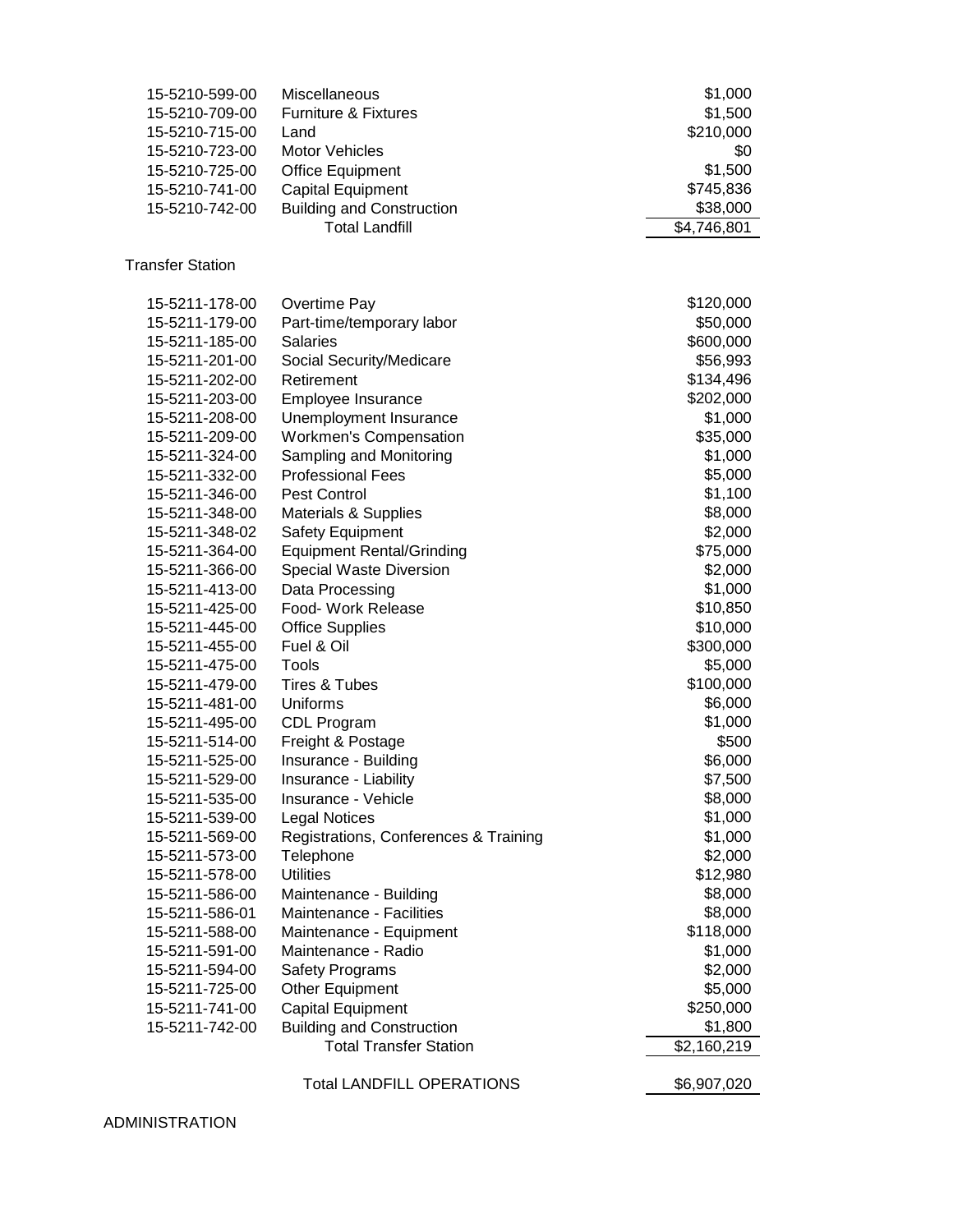| | | |
|---|---|---|
| 15-5210-599-00 | Miscellaneous | $1,000 |
| 15-5210-709-00 | Furniture & Fixtures | $1,500 |
| 15-5210-715-00 | Land | $210,000 |
| 15-5210-723-00 | Motor Vehicles | $0 |
| 15-5210-725-00 | Office Equipment | $1,500 |
| 15-5210-741-00 | Capital Equipment | $745,836 |
| 15-5210-742-00 | Building and Construction | $38,000 |
| | Total Landfill | $4,746,801 |

Transfer Station

| | | |
|---|---|---|
| 15-5211-178-00 | Overtime Pay | $120,000 |
| 15-5211-179-00 | Part-time/temporary labor | $50,000 |
| 15-5211-185-00 | Salaries | $600,000 |
| 15-5211-201-00 | Social Security/Medicare | $56,993 |
| 15-5211-202-00 | Retirement | $134,496 |
| 15-5211-203-00 | Employee Insurance | $202,000 |
| 15-5211-208-00 | Unemployment Insurance | $1,000 |
| 15-5211-209-00 | Workmen's Compensation | $35,000 |
| 15-5211-324-00 | Sampling and Monitoring | $1,000 |
| 15-5211-332-00 | Professional Fees | $5,000 |
| 15-5211-346-00 | Pest Control | $1,100 |
| 15-5211-348-00 | Materials & Supplies | $8,000 |
| 15-5211-348-02 | Safety Equipment | $2,000 |
| 15-5211-364-00 | Equipment Rental/Grinding | $75,000 |
| 15-5211-366-00 | Special Waste Diversion | $2,000 |
| 15-5211-413-00 | Data Processing | $1,000 |
| 15-5211-425-00 | Food- Work Release | $10,850 |
| 15-5211-445-00 | Office Supplies | $10,000 |
| 15-5211-455-00 | Fuel & Oil | $300,000 |
| 15-5211-475-00 | Tools | $5,000 |
| 15-5211-479-00 | Tires & Tubes | $100,000 |
| 15-5211-481-00 | Uniforms | $6,000 |
| 15-5211-495-00 | CDL Program | $1,000 |
| 15-5211-514-00 | Freight & Postage | $500 |
| 15-5211-525-00 | Insurance - Building | $6,000 |
| 15-5211-529-00 | Insurance - Liability | $7,500 |
| 15-5211-535-00 | Insurance - Vehicle | $8,000 |
| 15-5211-539-00 | Legal Notices | $1,000 |
| 15-5211-569-00 | Registrations, Conferences & Training | $1,000 |
| 15-5211-573-00 | Telephone | $2,000 |
| 15-5211-578-00 | Utilities | $12,980 |
| 15-5211-586-00 | Maintenance - Building | $8,000 |
| 15-5211-586-01 | Maintenance - Facilities | $8,000 |
| 15-5211-588-00 | Maintenance - Equipment | $118,000 |
| 15-5211-591-00 | Maintenance - Radio | $1,000 |
| 15-5211-594-00 | Safety Programs | $2,000 |
| 15-5211-725-00 | Other Equipment | $5,000 |
| 15-5211-741-00 | Capital Equipment | $250,000 |
| 15-5211-742-00 | Building and Construction | $1,800 |
| | Total Transfer Station | $2,160,219 |
| | | |
| | Total LANDFILL OPERATIONS | $6,907,020 |

ADMINISTRATION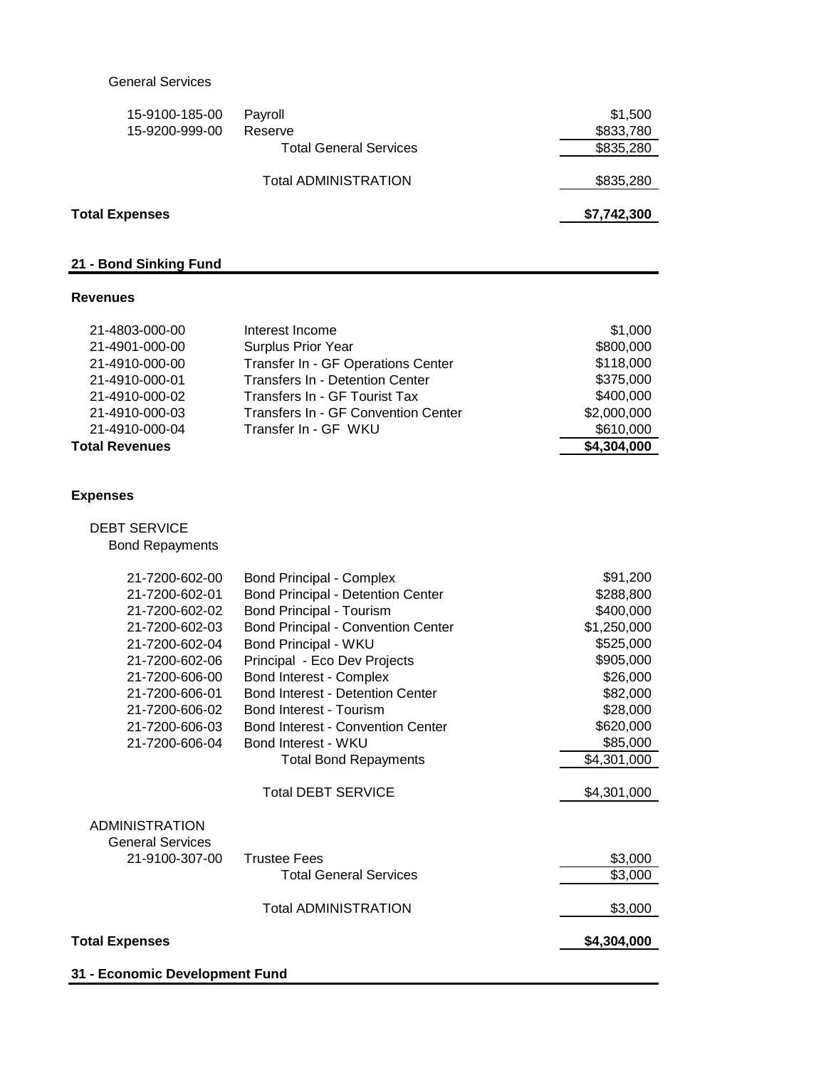General Services

| | | |
|---|---|---|
| 15-9100-185-00 | Payroll | $1,500 |
| 15-9200-999-00 | Reserve | $833,780 |
| | Total General Services | $835,280 |
| | Total ADMINISTRATION | $835,280 |

**Total Expenses** **$7,742,300**

## 21 - Bond Sinking Fund

### Revenues

| | | |
|---|---|---|
| 21-4803-000-00 | Interest Income | $1,000 |
| 21-4901-000-00 | Surplus Prior Year | $800,000 |
| 21-4910-000-00 | Transfer In - GF Operations Center | $118,000 |
| 21-4910-000-01 | Transfers In - Detention Center | $375,000 |
| 21-4910-000-02 | Transfers In - GF Tourist Tax | $400,000 |
| 21-4910-000-03 | Transfers In - GF Convention Center | $2,000,000 |
| 21-4910-000-04 | Transfer In - GF WKU | $610,000 |
| **Total Revenues** | | **$4,304,000** |

### Expenses

DEBT SERVICE

Bond Repayments

| | | |
|---|---|---|
| 21-7200-602-00 | Bond Principal - Complex | $91,200 |
| 21-7200-602-01 | Bond Principal - Detention Center | $288,800 |
| 21-7200-602-02 | Bond Principal - Tourism | $400,000 |
| 21-7200-602-03 | Bond Principal - Convention Center | $1,250,000 |
| 21-7200-602-04 | Bond Principal - WKU | $525,000 |
| 21-7200-602-06 | Principal - Eco Dev Projects | $905,000 |
| 21-7200-606-00 | Bond Interest - Complex | $26,000 |
| 21-7200-606-01 | Bond Interest - Detention Center | $82,000 |
| 21-7200-606-02 | Bond Interest - Tourism | $28,000 |
| 21-7200-606-03 | Bond Interest - Convention Center | $620,000 |
| 21-7200-606-04 | Bond Interest - WKU | $85,000 |
| | Total Bond Repayments | $4,301,000 |
| | Total DEBT SERVICE | $4,301,000 |

ADMINISTRATION

General Services

| | | |
|---|---|---|
| 21-9100-307-00 | Trustee Fees | $3,000 |
| | Total General Services | $3,000 |
| | Total ADMINISTRATION | $3,000 |

**Total Expenses** **$4,304,000**

## 31 - Economic Development Fund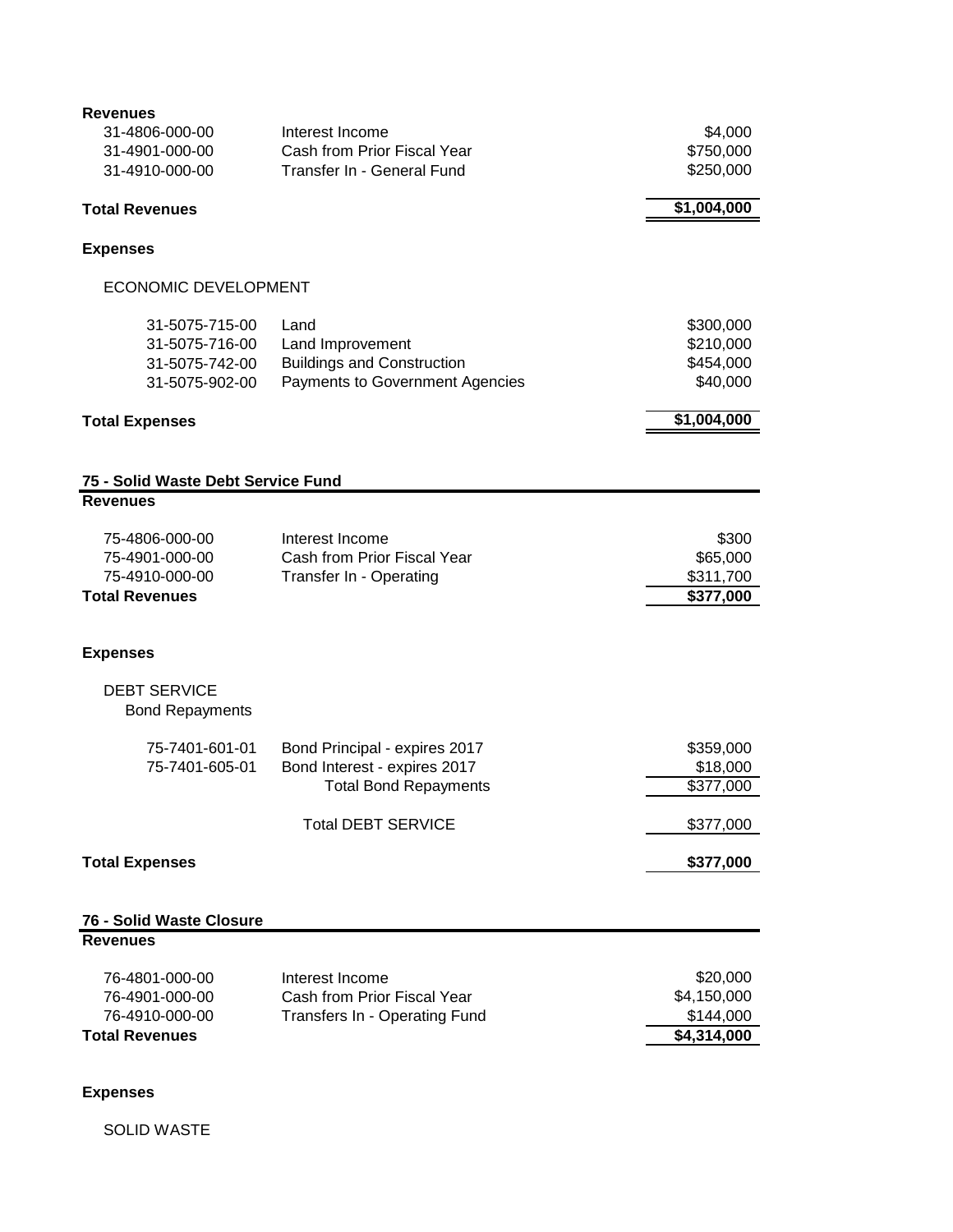**Revenues**

| | | |
|---|---|---|
| 31-4806-000-00 | Interest Income | $4,000 |
| 31-4901-000-00 | Cash from Prior Fiscal Year | $750,000 |
| 31-4910-000-00 | Transfer In - General Fund | $250,000 |
| **Total Revenues** | | **$1,004,000** |

**Expenses**

ECONOMIC DEVELOPMENT

| | | |
|---|---|---|
| 31-5075-715-00 | Land | $300,000 |
| 31-5075-716-00 | Land Improvement | $210,000 |
| 31-5075-742-00 | Buildings and Construction | $454,000 |
| 31-5075-902-00 | Payments to Government Agencies | $40,000 |
| **Total Expenses** | | **$1,004,000** |

## 75 - Solid Waste Debt Service Fund

**Revenues**

| | | |
|---|---|---|
| 75-4806-000-00 | Interest Income | $300 |
| 75-4901-000-00 | Cash from Prior Fiscal Year | $65,000 |
| 75-4910-000-00 | Transfer In - Operating | $311,700 |
| **Total Revenues** | | **$377,000** |

**Expenses**

DEBT SERVICE

Bond Repayments

| | | |
|---|---|---|
| 75-7401-601-01 | Bond Principal - expires 2017 | $359,000 |
| 75-7401-605-01 | Bond Interest - expires 2017 | $18,000 |
| | Total Bond Repayments | $377,000 |
| | Total DEBT SERVICE | $377,000 |
| **Total Expenses** | | **$377,000** |

## 76 - Solid Waste Closure

**Revenues**

| | | |
|---|---|---|
| 76-4801-000-00 | Interest Income | $20,000 |
| 76-4901-000-00 | Cash from Prior Fiscal Year | $4,150,000 |
| 76-4910-000-00 | Transfers In - Operating Fund | $144,000 |
| **Total Revenues** | | **$4,314,000** |

**Expenses**

SOLID WASTE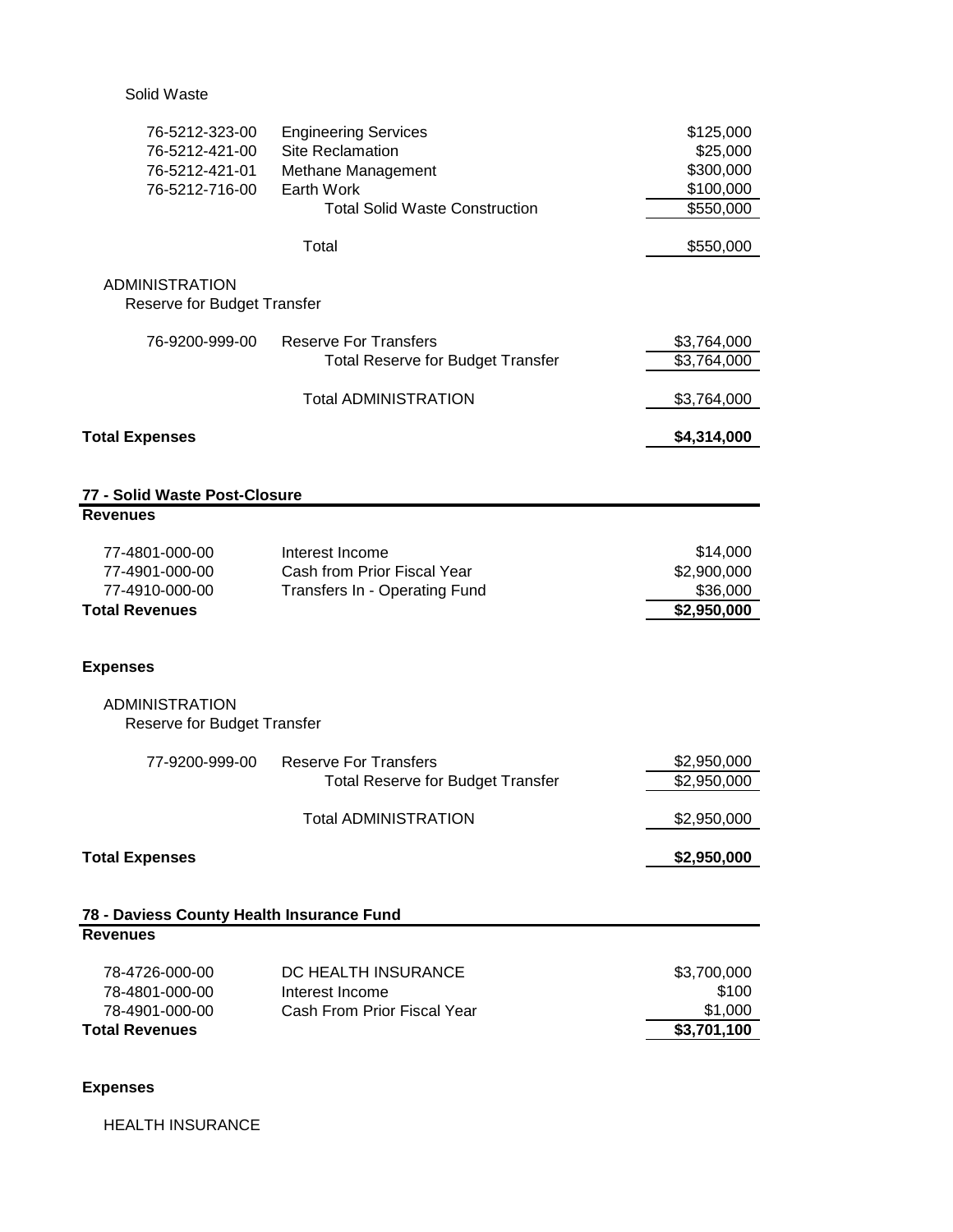Solid Waste

| | | |
|---|---|---|
| 76-5212-323-00 | Engineering Services | $125,000 |
| 76-5212-421-00 | Site Reclamation | $25,000 |
| 76-5212-421-01 | Methane Management | $300,000 |
| 76-5212-716-00 | Earth Work | $100,000 |
| | Total Solid Waste Construction | $550,000 |
| | Total | $550,000 |

ADMINISTRATION

Reserve for Budget Transfer

| | | |
|---|---|---|
| 76-9200-999-00 | Reserve For Transfers | $3,764,000 |
| | Total Reserve for Budget Transfer | $3,764,000 |
| | Total ADMINISTRATION | $3,764,000 |

**Total Expenses** **$4,314,000**

## 77 - Solid Waste Post-Closure

**Revenues**

| | | |
|---|---|---|
| 77-4801-000-00 | Interest Income | $14,000 |
| 77-4901-000-00 | Cash from Prior Fiscal Year | $2,900,000 |
| 77-4910-000-00 | Transfers In - Operating Fund | $36,000 |
| **Total Revenues** | | **$2,950,000** |

**Expenses**

ADMINISTRATION

Reserve for Budget Transfer

| | | |
|---|---|---|
| 77-9200-999-00 | Reserve For Transfers | $2,950,000 |
| | Total Reserve for Budget Transfer | $2,950,000 |
| | Total ADMINISTRATION | $2,950,000 |

**Total Expenses** **$2,950,000**

## 78 - Daviess County Health Insurance Fund

**Revenues**

| | | |
|---|---|---|
| 78-4726-000-00 | DC HEALTH INSURANCE | $3,700,000 |
| 78-4801-000-00 | Interest Income | $100 |
| 78-4901-000-00 | Cash From Prior Fiscal Year | $1,000 |
| **Total Revenues** | | **$3,701,100** |

**Expenses**

HEALTH INSURANCE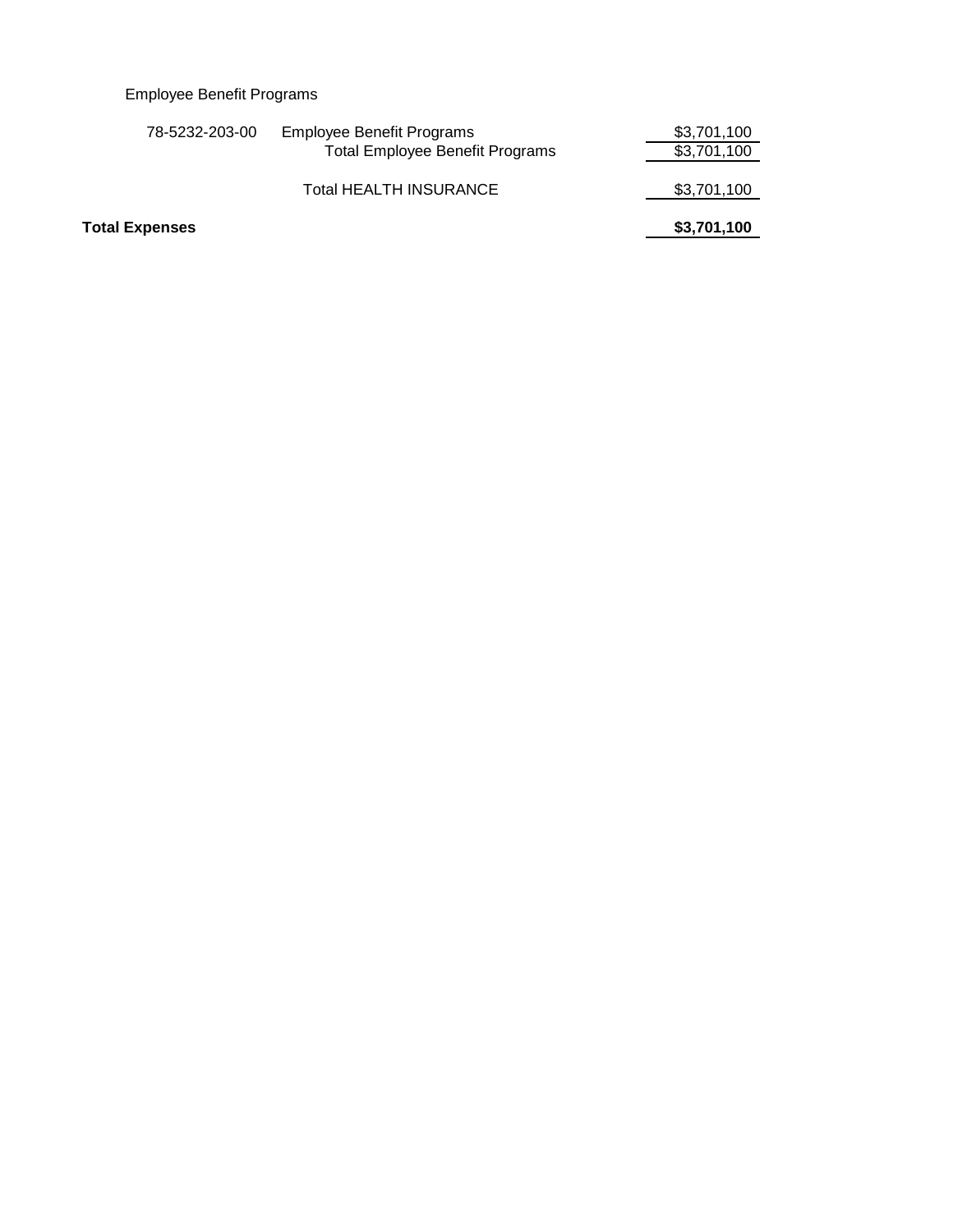Employee Benefit Programs

| | | |
|---|---|---|
| 78-5232-203-00 | Employee Benefit Programs | $3,701,100 |
| | Total Employee Benefit Programs | $3,701,100 |
| | Total HEALTH INSURANCE | $3,701,100 |
| **Total Expenses** | | **$3,701,100** |